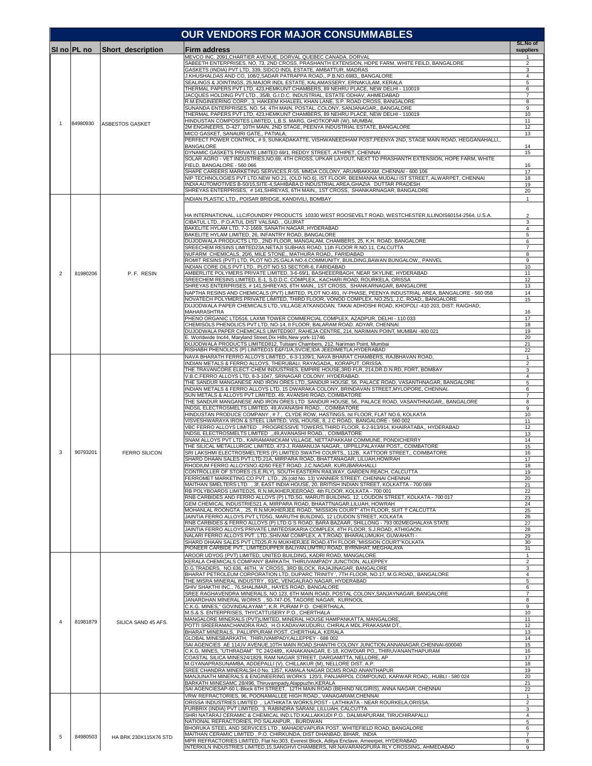# OUR VENDORS FOR MAJOR CONSUMMABLES

| Sl no | PL no | Short_description | Firm address | SL.No of suppliers |
|---|---|---|---|---|
| 1 | 84980930 | ASBESTOS GASKET | MEVCO INC. 2091,CHARTIER AVENUE, DORVAL QUEBEC CANADA, DORVAL | 1 |
| | | | SABEETH ENTERPRISES, NO, 73, 2ND CROSS, PRASHANTH EXTENSION, HDPE FARM, WHITE FEILD, BANGALORE | 2 |
| | | | GASKETS (INDIA) PVT LTD, 339, SIDCO INDL ESTATE, AMBATTUR, MADRAS | 3 |
| | | | J.KHUSHALDAS AND CO, 108/2,SADAR PATRAPPA ROAD,, P.B.NO.6983,, BANGALORE | 4 |
| | | | SEALINGS & JOINTINGS, 25,MAJOR INDL ESTATE, KALAMASSERY, ERNAKULAM, KERALA | 5 |
| | | | THERMAL PAPERS PVT LTD, 423,HEMKUNT CHAMBERS, 89 NEHRU PLACE, NEW DELHI - 110019 | 6 |
| | | | JACQUES HOLDING PVT LTD., 35/B, G.I.D.C. INDUSTRIAL, ESTATE ODHAV, AHMEDABAD | 7 |
| | | | R.M.ENGINEERING CORP., 3, HAKEEM KHALEEL KHAN LANE, S.P. ROAD CROSS, BANGALORE | 8 |
| | | | SUNANDA ENTERPRISES, NO. 54, 4TH MAIN, POSTAL, COLONY, SANJANAGAR,, BANGALORE | 9 |
| | | | THERMAL PAPERS PVT LTD, 423,HEMKUNT CHAMBERS, 89 NEHRU PLACE, NEW DELHI - 110019 | 10 |
| | | | HINDUSTAN COMPOSITES LIMITED, L.B.S. MARG, GHOTKOPAR (W), MUMBAI, | 11 |
| | | | 2M ENGINEERS, D-427, 10TH MAIN, 2ND STAGE, PEENYA INDUSTRIAL ESTATE, BANGALORE | 12 |
| | | | MICO GASKET, SANAURI GATE,, PATIALA, | 13 |
| | | | PERFECT POWER CONTROL, # 9, SUNKADAKATTE, VISHWANEEDHAM POST,PEENYA 2ND, STAGE MAIN ROAD, HEGGANAHALLI,, BANGALORE | 14 |
| | | | DYNAMIC GASKETS PRIVATE LIMITED 69/1, REDDY STREET, ATHIPET, CHENNAI | 15 |
| | | | SOLAR AGRO - VET INDUSTRIES,NO.69, 4TH CROSS, UPKAR LAYOUT, NEXT TO PRASHANTH EXTENSION, HOPE FARM, WHITE FIELD, BANGALORE - 560 066 | 16 |
| | | | SHAPE CAREERS MARKETING SERVICES,R-55, MMDA COLONY, ARUMBAKKAM, CHENNAI - 600 106 | 17 |
| | | | NIP TECHNOLOGIES PVT LTD.NEW NO.21, (OLD NO.6), IST FLOOR, BEEMANNA MUDALI IST STREET, ALWARPET, CHENNAI | 18 |
| | | | INDIA AUTOMOTIVES B-50/15,SITE-4,SAHIBABA D INDUSTRIAL AREA,GHAZIA DUTTAR PRADESH | 19 |
| | | | SHREYAS ENTERPRISES, # 141,SHREYAS, 6TH MAIN,, 1ST CROSS, SHANKARNAGAR, BANGALORE | 20 |
| 2 | 81980206 | P. F. RESIN | INDIAN PLASTIC LTD., POISAR BRIDGE, KANDIVILI, BOMBAY | 1 |
| | | | HA INTERNATIONAL, LLC/FOUNDRY PRODUCTS 10330 WEST ROOSEVELT ROAD, WESTCHESTER,ILLINOIS60154-2564, U.S.A. | 2 |
| | | | CIBATUL LTD., P.O.ATUL DIST VALSAD, , GUJRAT | 3 |
| | | | BAKELITE HYLAM LTD, 7-2-1669, SANATH NAGAR, HYDERABAD | 4 |
| | | | BAKELITE HYLAM LIMITED, 26, INFANTRY ROAD, BANGALORE | 5 |
| | | | DUJODWALA PRODUCTS LTD., 2ND FLOOR, MANGALAM, CHAMBERS, 25, K.H. ROAD, BANGALORE | 6 |
| | | | SREECHEM RESINS LIMITED23A,NETAJI SUBHAS ROAD, 11th FLOOR R.NO.11, CALCUTTA | 7 |
| | | | NUFARM CHEMICALS, 20/6, MILE STONE,, MATHURA ROAD,, FARIDABAD | 8 |
| | | | ROMIT RESINS (PVT) LTD, PLOT NO.25,GALA NO.4,COMMUNITY, BUILDING,BAWAN BUNGALOW,, PANVEL | 9 |
| | | | INDIAN CORE OILS PVT LTD., PLOT NO.53 SECTOR-6, FARIDABAD | 10 |
| | | | AMBERLITE POLYMERS PRIVATE LIMITED, 3-6-69/1, BASHEEERBAGH, NEAR SKYLINE, HYDERABAD | 11 |
| | | | SREECHEM RESINS LIMITED, E-1, S.D.D.C. COMPLEX,, KACHARI ROAD, ROURKELA, ORISSA | 12 |
| | | | SHREYAS ENTERPRISES, # 141,SHREYAS, 6TH MAIN,, 1ST CROSS, SHANKARNAGAR, BANGALORE | 13 |
| | | | NAPTHA RESINS AND CHEMICALS (PVT) LIMITED, PLOT NO:491, IV-PHASE, PEENYA INDUSTRIAL AREA, BANGALORE - 560 058 | 14 |
| | | | NOVATECH POLYMERS PRIVATE LIMITED, THIRD FLOOR, VONOD COMPLEX, NO.25/1, J.C. ROAD,, BANGALORE | 15 |
| | | | DUJODWALA PAPER CHEMICALS LTD.,VILLAGE:ATKANGOAN, TAKAI ADHOSHI ROAD, KHOPOLI -410 203, DIST: RAIGHAD, MAHARASHTRA | 16 |
| | | | PHENO ORGANIC LTD516, LAXMI TOWER COMMERCIAL COMPLEX, AZADPUR, DELHI - 110 033 | 17 |
| | | | CHEMISOLS PHENOLICS PVT LTD, NO-14, II FLOOR, BALARAM ROAD. ADYAR, CHENNAI | 18 |
| | | | DUJODWALA PAPER CHEMICALS LIMITED907, RAHEJA CENTRE, 214, NARIMAN POINT, MUMBAI -400 021 | 19 |
| | | | E. Worldwide Inc44, Maryland Street,Dix Hills,New york-11746 | 20 |
| | | | DUJODWALA PRODUCTS LIMITED812, Tulsiani Chambers, 212, Nariman Point, Mumbai | 21 |
| | | | RISHABH PHENOLICS (P) LIMITED15 E&F/1/A,SVCIE,IDA JEEDIMETLA,HYDERABAD | 22 |
| 3 | 90793201 | FERRO SILICON | NAVA BHARATH FERRO ALLOYS LIMITED., 6-3-1109/1, NAVA BHARAT CHAMBERS, RAJBHAVAN ROAD, | 1 |
| | | | INDIAN METALS & FERRO ALLOYS, THERUBALI, RAYAGADA,, KORAPUT, ORISSA. | 2 |
| | | | THE TRAVANCORE ELECT-CHEM INDUSTRIES, EMPIRE HOUSE,3RD FLR, 214,DR.D.N.RD, FORT, BOMBAY | 3 |
| | | | V.B.C.FERRO ALLOYS LTD, 8-3-1047, SRINAGAR COLONY, HYDERABAD. | 4 |
| | | | THE SANDUR MANGANESE AND IRON ORES LTD,,SANDUR HOUSE, 56, PALACE ROAD, VASANTHNAGAR, BANGALORE | 5 |
| | | | INDIAN METALS & FERRO ALLOYS LTD, 15 DWARAKA COLONY, BRINDAVAN STREET,MYLOPORE, CHENNAI. | 6 |
| | | | SUN METALS & ALLOYS PVT LIMITED, 49, AVANSHI ROAD, COIMBATORE | 7 |
| | | | THE SANDUR MANGANESE AND IRON ORES LTD SANDUR HOUSE, 56,, PALACE ROAD, VASANTHNAGAR,, BANGALORE | 8 |
| | | | INDSIL ELECTROSMELTS LIMITED, 49,AVANASHI ROAD, , COIMBATORE | 9 |
| | | | HINDUSTAN PRODUCE COMPANY , # 7 , CLYDE ROW, HASTINGS, Ist FLOOR, FLAT NO.6, KOLKATA | 10 |
| | | | VISVESHWARAYA IRON & STEEL LIMITED, VISL HOUSE, 8, J.C ROAD, BANGALORE - 560 002 | 11 |
| | | | VBC FERRO ALLOYS LIMITED , PROGRESSIVE TOWERS,THIRD FLOOR, 6-2-913/914, KHAIRATABA,, HYDERABAD | 12 |
| | | | INDSIL ELECTROSMELTS LIMITED ,,49,AVANASHI ROAD, , COIMBATORE | 13 |
| | | | SNAM ALLOYS PVT LTD., KARIAMANICKAM VILLAGE, NETTAPAKKAM COMMUNE, PONDICHERRY | 14 |
| | | | THE SILICAL METALLURGIC LIMITED, 473-J, RAMANUJA NAGAR,, UPPILLPALAYAM POST,, COIMBATORE | 15 |
| | | | SRI LAKSHMI ELECTROSMELTERS (P) LIMITED SWATHI COURTS,, 112B, KATTOOR STREET,, COIMBATORE | 16 |
| | | | SHARD DHAAN SALES PVT.LTD.21A, MIRPARA ROAD, BHATTANAGAR, LILUAH,HOWRAH | 17 |
| | | | RHODIUM FERRO ALLOYSNO.42/60 FEET ROAD, J.C.NAGAR, KURUBARAHALLI | 18 |
| | | | CONTROLLER OF STORES (S.E.RLY), SOUTH EASTERN RAILWAY, GARDEN REACH, CALCUTTA | 19 |
| | | | FERROMET MARKETING CO PVT. LTD., 26,(old No. 13) VANNIER STREET, CHENNAI CHENNAI | 20 |
| | | | MAITHAN SMELTERS LTD. , 3f, EAST INDIA HOUSE, 20, BRITISH INDIAN STREET, KOLKATTA - 700 069 | 21 |
| | | | RB POLYBOARDS LIMITED25, R.N.MUKHERJEEROAD, 4th FLOOR, KOLKATA - 700 001 | 22 |
| | | | RNB CARBIDES AND FERRO ALLOYS (P) LTD,5G, MARUTI BUILDING, 12, LOUDON STREET, KOLKATA - 700 017 | 23 |
| | | | GEM CHEMICAL INDUSTRIES21 A, MIRPARA ROAD, BHAATTNAGAR,LILUAH, HOWRAH | 24 |
| | | | MOHANLAL ROONGTA , 25, R.N.MUKHERJEE ROAD, "MISSION COURT" 4TH FLOOR, SUIT 'I' CALCUTTA | 25 |
| | | | JAINTIA FERRO ALLOYS PVT LTD5G, MARUTHI BUILDING, 12 LOUDON STREET, KOLKATA | 26 |
| | | | RNB CARBIDES & FERRO ALLOYS (P) LTD.G S ROAD, BARA BAZAAR, SHILLONG - 793 002MEGHALAYA STATE | 27 |
| | | | JAINTIA FERRO ALLOYS PRIVATE LIMITEDSIKARIA COMPLEX, 4TH FLOOR, S.J.ROAD, ATHIGAON. | 28 |
| | | | NALARI FERRO ALLOYS PVT. LTD.,SHIVAM COMPLEX, A.T.ROAD, BHARALUMUKH, GUWAHATI - | 29 |
| | | | SHARD DHAAN SALES PVT LTD25,R.N MUKHERJEE ROAD,4TH FLOOR,"MISSION COURT"KOLKATA | 30 |
| | | | PIONEER CARBIDE PVT., LIMITEDUPPER BALIYAN,UMTRU ROAD, BYRNIHAT, MEGHALAYA | 31 |
| 4 | 81981879 | SILICA SAND 45 AFS. | AROOR UDYOG (PVT) LIMITED, UNITED BUILDING, KADRI ROAD, MANGALORE | 1 |
| | | | KERALA CHEMICALS COMPANY' BARKATH, THIRUVAMPADY JUNCTION, ALLEPPEY | 2 |
| | | | D.G.TRADERS, NO.636, 46TH, 'A' CROSS, 3RD BLOCK, RAJAJINAGAR, BANGALORE | 3 |
| | | | BHARAT PETROLEUM CORPORATION LTD, DUPARC TRINITY ', 7TH FLOOR, NO.17, M.G.ROAD,, BANGALORE | 4 |
| | | | THE MISRA MINERAL INDUSTRY , 93/C, VENGALRAO NAGAR, HYDERABAD | 5 |
| | | | SHIV SHAKTHI INC., 76,SHALIMAR,, HAYES ROAD, BANGALORE | 6 |
| | | | SREE RAGHAVENDRA MINERALS, NO.123, 6TH MAIN ROAD, POSTAL COLONY,SANJAYNAGAR, BANGALORE | 7 |
| | | | JANARDHAN MINERAL WORKS , 50-747-D5, TAGORE NAGAR, KURNOOL | 8 |
| | | | C.K.G. MINES," GOVINDALAYAM ", K.R. PURAM P.O. CHERTHALA, | 9 |
| | | | M.S.& S. ENTERPRISES, THYCATTUSERY P.O., CHERTHALA | 10 |
| | | | MANGALORE MINERALS (PVT)LIMITED, MINERAL HOUSE HAMPANKATTA, MANGALORE, | 11 |
| | | | POTTI SREERAMACHANDRA RAO, H.O.KADAVAKUDURU, CHIRALA MDL.PRAKASAM DT., | 12 |
| | | | BHARAT MINERALS, PALLIPPURAM POST, CHERTHALA, KERALA | 13 |
| | | | GLOBAL MINESBARKATH, THIRUVAMPADY,ALLEPPEY - 688 002 | 14 |
| | | | SAI AGENCIES AE 114,IV AVENUE,10TH MAIN ROAD,SHANTHI COLONY JUNCTION,ANNANAGAR,CHENNAI-600040 | 15 |
| | | | C.K.G. MINES, "UTHRADAM" TC 24/2489,, KANAKANAGAR, E-18, KOWDIAR PO,, THIRUVANANTHAPURAM | 16 |
| | | | COASTAL SILICA MINES24/1829, RAM NAGAR STREET, DARGAMITTA, NELLORE, AP | 17 |
| | | | M.GYANAPRASUNAMBA, ADDEPALLI (V), CHILLAKUR (M), NELLORE DIST. A.P. | 18 |
| | | | SREE CHANDRA MINERALSH.0 No. 1357, KAMALA NAGAR DCMS ROAD ANANTHAPUR | 19 |
| | | | MANJUNATH MINERALS & ENGINEERING WORKS 120/3, PANJARPOL COMPOUND, KARWAR ROAD,, HUBLI - 580 024 | 20 |
| | | | BARKATH MINESAMC 28/496, Thiruvampady,Alappuzhn,KERALA | 21 |
| | | | SAI AGENCIESAP-60 L-Block 6TH STREET, 12TH MAIN ROAD (BEHIND NILGIRIS), ANNA NAGAR, CHENNAI | 22 |
| 5 | 84980503 | HA BRK 230X115X76 STD | VRW REFRACTORIES, 96, POONAMALLEE HIGH ROAD., VANAGARAM,CHENNAI | 1 |
| | | | ORISSA INDUSTRIES LIMITED , LATHIKATA WORKS,POST - LATHIKATA - NEAR ROURKELA,ORISSA. | 2 |
| | | | FURBRIX (INDIA) PVT LIMITED, 3, RABINDRA SARANI, LILLUAH, CALCUTTA | 3 |
| | | | SHRI NATARAJ CERAMIC & CHEMICAL IND.LTD.KALLAKKUDI P.O., DALMIAPURAM, TIRUCHIRAPALLI | 4 |
| | | | NATIONAL REFRACTORIES, PO SALANPUR, , BURDWAN | 5 |
| | | | BHORUKA STEEL AND SERVICES LTD., MAHADEVAPURA POST, WHITEFIELD ROAD, BANGALORE | 6 |
| | | | MAITHAN CERAMIC LIMITED , P.O. CHIRKUNDA, DIST DHANBAD, BIHAR, INDIA | 7 |
| | | | MPR REFRACTORIES LIMITED, Flat No:303, Everest Block, Aditya Enclave, Ameerpet, HYDERABAD | 8 |
| | | | INTERKILN INDUSTRIES LIMITED,15,SANGHVI CHAMBERS, NR.NAVARANGPURA RLY CROSSING, AHMEDABAD | 9 |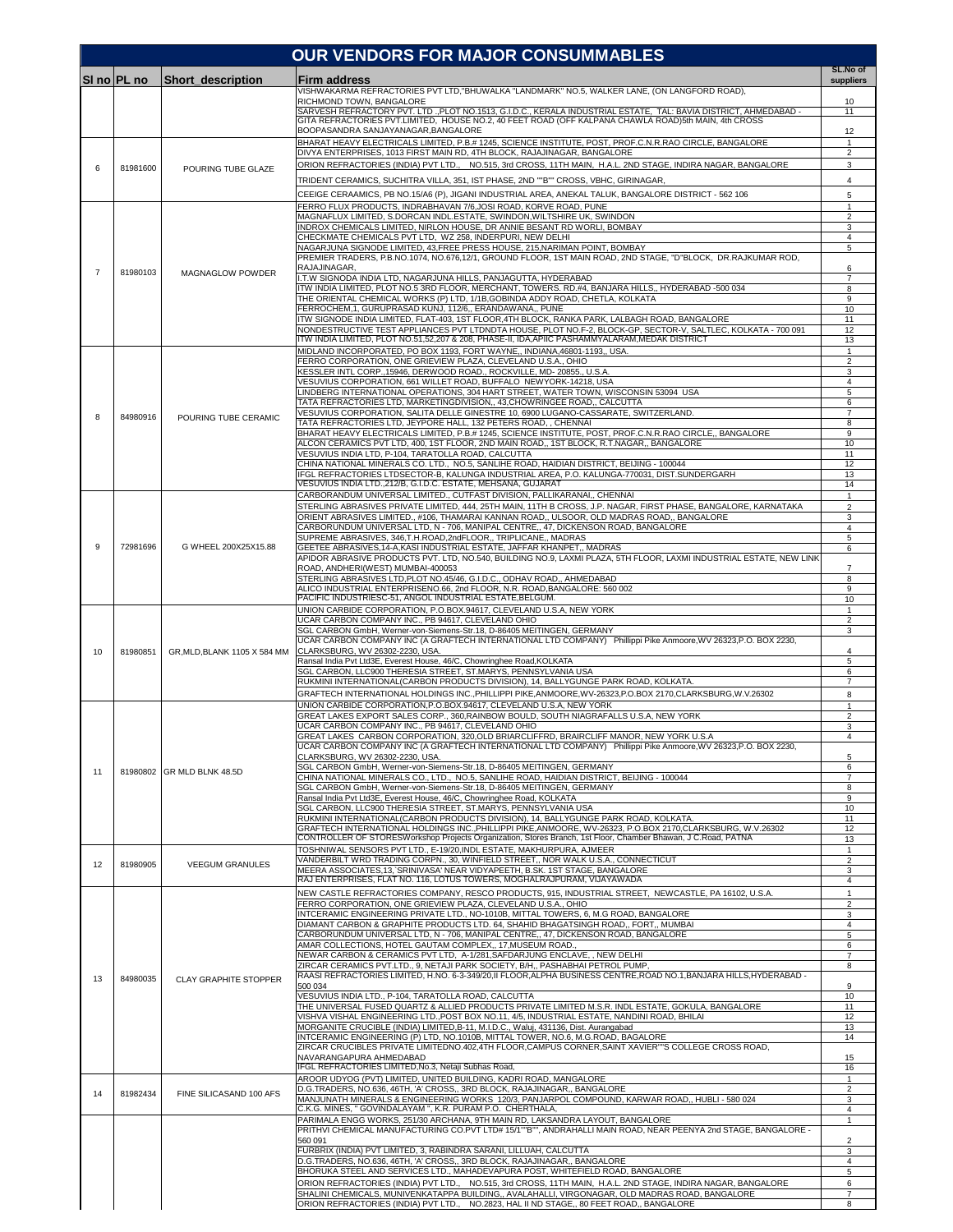# OUR VENDORS FOR MAJOR CONSUMMABLES

| Sl no | PL no | Short_description | Firm address | SL.No of suppliers |
|---|---|---|---|---|
| | | | VISHWAKARMA REFRACTORIES PVT LTD,"BHUWALKA "LANDMARK" NO.5, WALKER LANE, (ON LANGFORD ROAD), RICHMOND TOWN, BANGALORE | 10 |
| | | | SARVESH REFRACTORY PVT. LTD.,PLOT NO.1513, G.I.D.C., KERALA INDUSTRIAL ESTATE, TAL: BAVIA DISTRICT, AHMEDABAD - | 11 |
| | | | GITA REFRACTORIES PVT.LIMITED, HOUSE NO.2, 40 FEET ROAD (OFF KALPANA CHAWLA ROAD)5th MAIN, 4th CROSS BOOPASANDRA SANJAYANAGAR,BANGALORE | 12 |
| 6 | 81981600 | POURING TUBE GLAZE | BHARAT HEAVY ELECTRICALS LIMITED, P.B.# 1245, SCIENCE INSTITUTE, POST, PROF.C.N.R.RAO CIRCLE, BANGALORE | 1 |
| | | | DIVYA ENTERPRISES, 1013 FIRST MAIN RD, 4TH BLOCK, RAJAJINAGAR, BANGALORE | 2 |
| | | | ORION REFRACTORIES (INDIA) PVT LTD., NO.515, 3rd CROSS, 11TH MAIN, H.A.L. 2ND STAGE, INDIRA NAGAR, BANGALORE | 3 |
| | | | TRIDENT CERAMICS, SUCHITRA VILLA, 351, IST PHASE, 2ND ""B"" CROSS, VBHC, GIRINAGAR, | 4 |
| | | | CEEIGE CERAAMICS, PB NO.15/A6 (P), JIGANI INDUSTRIAL AREA, ANEKAL TALUK, BANGALORE DISTRICT - 562 106 | 5 |
| 7 | 81980103 | MAGNAGLOW POWDER | FERRO FLUX PRODUCTS, INDRABHAVAN 7/6,JOSI ROAD, KORVE ROAD, PUNE | 1 |
| | | | MAGNAFLUX LIMITED, S.DORCAN INDL.ESTATE, SWINDON,WILTSHIRE UK, SWINDON | 2 |
| | | | INDROX CHEMICALS LIMITED, NIRLON HOUSE, DR ANNIE BESANT RD WORLI, BOMBAY | 3 |
| | | | CHECKMATE CHEMICALS PVT LTD, WZ 258, INDERPURI, NEW DELHI | 4 |
| | | | NAGARJUNA SIGNODE LIMITED, 43,FREE PRESS HOUSE, 215,NARIMAN POINT, BOMBAY | 5 |
| | | | PREMIER TRADERS, P.B.NO.1074, NO.676,12/1, GROUND FLOOR, 1ST MAIN ROAD, 2ND STAGE, "D"BLOCK, DR.RAJKUMAR ROD, RAJAJINAGAR, | 6 |
| | | | I.T.W SIGNODA INDIA LTD, NAGARJUNA HILLS, PANJAGUTTA, HYDERABAD | 7 |
| | | | ITW INDIA LIMITED, PLOT NO.5 3RD FLOOR, MERCHANT, TOWERS. RD.#4, BANJARA HILLS,, HYDERABAD -500 034 | 8 |
| | | | THE ORIENTAL CHEMICAL WORKS (P) LTD, 1/1B,GOBINDA ADDY ROAD, CHETLA, KOLKATA | 9 |
| | | | FERROCHEM,1, GURUPRASAD KUNJ, 112/6,, ERANDAWANA,, PUNE | 10 |
| | | | ITW SIGNODE INDIA LIMITED, FLAT-403, 1ST FLOOR,4TH BLOCK, RANKA PARK, LALBAGH ROAD, BANGALORE | 11 |
| | | | NONDESTRUCTIVE TEST APPLIANCES PVT LTDNDTA HOUSE, PLOT NO.F-2, BLOCK-GP, SECTOR-V, SALTLEC, KOLKATA - 700 091 | 12 |
| | | | ITW INDIA LIMITED, PLOT NO.51,52,207 & 208, PHASE-II, IDA,APIIC PASHAMMYALARAM,MEDAK DISTRICT | 13 |
| 8 | 84980916 | POURING TUBE CERAMIC | MIDLAND INCORPORATED, PO BOX 1193, FORT WAYNE,, INDIANA,46801-1193,, USA. | 1 |
| | | | FERRO CORPORATION, ONE GRIEVIEW PLAZA, CLEVELAND U.S.A., OHIO | 2 |
| | | | KESSLER INTL CORP.,15946, DERWOOD ROAD., ROCKVILLE, MD- 20855., U.S.A. | 3 |
| | | | VESUVIUS CORPORATION, 661 WILLET ROAD, BUFFALO NEWYORK-14218, USA | 4 |
| | | | LINDBERG INTERNATIONAL OPERATIONS, 304 HART STREET, WATER TOWN, WISCONSIN 53094 USA | 5 |
| | | | TATA REFRACTORIES LTD, MARKETINGDIVISION,, 43,CHOWRINGEE ROAD,, CALCUTTA | 6 |
| | | | VESUVIUS CORPORATION, SALITA DELLE GINESTRE 10, 6900 LUGANO-CASSARATE, SWITZERLAND. | 7 |
| | | | TATA REFRACTORIES LTD, JEYPORE HALL, 132 PETERS ROAD, , CHENNAI | 8 |
| | | | BHARAT HEAVY ELECTRICALS LIMITED, P.B.# 1245, SCIENCE INSTITUTE, POST, PROF.C.N.R.RAO CIRCLE,, BANGALORE | 9 |
| | | | ALCON CERAMICS PVT LTD, 400, 1ST FLOOR, 2ND MAIN ROAD,, 1ST BLOCK, R.T.NAGAR,, BANGALORE | 10 |
| | | | VESUVIUS INDIA LTD, P-104, TARATOLLA ROAD, CALCUTTA | 11 |
| | | | CHINA NATIONAL MINERALS CO. LTD., NO.5, SANLIHE ROAD, HAIDIAN DISTRICT, BEIJING - 100044 | 12 |
| | | | IFGL REFRACTORIES LTDSECTOR-B, KALUNGA INDUSTRIAL AREA, P.O. KALUNGA-770031, DIST.SUNDERGARH | 13 |
| | | | VESUVIUS INDIA LTD.,212/B, G.I.D.C. ESTATE, MEHSANA, GUJARAT | 14 |
| 9 | 72981696 | G WHEEL 200X25X15.88 | CARBORANDUM UNIVERSAL LIMITED., CUTFAST DIVISION, PALLIKARANAI,, CHENNAI | 1 |
| | | | STERLING ABRASIVES PRIVATE LIMITED, 444, 25TH MAIN, 11TH B CROSS, J.P. NAGAR, FIRST PHASE, BANGALORE, KARNATAKA | 2 |
| | | | ORIENT ABRASIVES LIMITED., #106, THAMARAI KANNAN ROAD,, ULSOOR, OLD MADRAS ROAD,, BANGALORE | 3 |
| | | | CARBORUNDUM UNIVERSAL LTD, N - 706, MANIPAL CENTRE,, 47, DICKENSON ROAD, BANGALORE | 4 |
| | | | SUPREME ABRASIVES, 346,T.H.ROAD,2ndFLOOR,, TRIPLICANE,, MADRAS | 5 |
| | | | GEETEE ABRASIVES,14-A,KASI INDUSTRIAL ESTATE, JAFFAR KHANPET,, MADRAS | 6 |
| | | | APIDOR ABRASIVE PRODUCTS PVT. LTD, NO.540, BUILDING NO.9, LAXMI PLAZA, 5TH FLOOR, LAXMI INDUSTRIAL ESTATE, NEW LINK ROAD, ANDHERI(WEST) MUMBAI-400053 | 7 |
| | | | STERLING ABRASIVES LTD,PLOT NO.45/46, G.I.D.C., ODHAV ROAD,, AHMEDABAD | 8 |
| | | | ALICO INDUSTRIAL ENTERPRISENO.66, 2nd FLOOR, N.R. ROAD,BANGALORE: 560 002 | 9 |
| | | | PACIFIC INDUSTRIESC-51, ANGOL INDUSTRIAL ESTATE,BELGUM. | 10 |
| 10 | 81980851 | GR,MLD,BLANK 1105 X 584 MM | UNION CARBIDE CORPORATION, P.O.BOX.94617, CLEVELAND U.S.A, NEW YORK | 1 |
| | | | UCAR CARBON COMPANY INC., PB 94617, CLEVELAND OHIO | 2 |
| | | | SGL CARBON GmbH, Werner-von-Siemens-Str.18, D-86405 MEITINGEN, GERMANY | 3 |
| | | | UCAR CARBON COMPANY INC (A GRAFTECH INTERNATIONAL LTD COMPANY) Phillippi Pike Anmoore,WV 26323,P.O. BOX 2230, CLARKSBURG, WV 26302-2230, USA. | 4 |
| | | | Ransal India Pvt Ltd3E, Everest House, 46/C, Chowringhee Road,KOLKATA | 5 |
| | | | SGL CARBON, LLC900 THERESIA STREET, ST.MARYS, PENNSYLVANIA USA | 6 |
| | | | RUKMINI INTERNATIONAL(CARBON PRODUCTS DIVISION), 14, BALLYGUNGE PARK ROAD, KOLKATA. | 7 |
| | | | GRAFTECH INTERNATIONAL HOLDINGS INC.,PHILLIPPI PIKE,ANMOORE,WV-26323,P.O.BOX 2170,CLARKSBURG,W.V.26302 | 8 |
| 11 | 81980802 | GR MLD BLNK 48.5D | UNION CARBIDE CORPORATION,P.O.BOX.94617, CLEVELAND U.S.A, NEW YORK | 1 |
| | | | GREAT LAKES EXPORT SALES CORP., 360,RAINBOW BOULD, SOUTH NIAGRAFALLS U.S.A, NEW YORK | 2 |
| | | | UCAR CARBON COMPANY INC., PB 94617, CLEVELAND OHIO | 3 |
| | | | GREAT LAKES CARBON CORPORATION, 320,OLD BRIARCLIFFRD, BRAIRCLIFF MANOR, NEW YORK U.S.A | 4 |
| | | | UCAR CARBON COMPANY INC (A GRAFTECH INTERNATIONAL LTD COMPANY) Phillippi Pike Anmoore,WV 26323,P.O. BOX 2230, CLARKSBURG, WV 26302-2230, USA. | 5 |
| | | | SGL CARBON GmbH, Werner-von-Siemens-Str.18, D-86405 MEITINGEN, GERMANY | 6 |
| | | | CHINA NATIONAL MINERALS CO., LTD., NO.5, SANLIHE ROAD, HAIDIAN DISTRICT, BEIJING - 100044 | 7 |
| | | | SGL CARBON GmbH, Werner-von-Siemens-Str.18, D-86405 MEITINGEN, GERMANY | 8 |
| | | | Ransal India Pvt Ltd3E, Everest House, 46/C, Chowringhee Road, KOLKATA | 9 |
| | | | SGL CARBON, LLC900 THERESIA STREET, ST.MARYS, PENNSYLVANIA USA | 10 |
| | | | RUKMINI INTERNATIONAL(CARBON PRODUCTS DIVISION), 14, BALLYGUNGE PARK ROAD, KOLKATA. | 11 |
| | | | GRAFTECH INTERNATIONAL HOLDINGS INC.,PHILLIPPI PIKE,ANMOORE, WV-26323, P.O.BOX 2170,CLARKSBURG, W.V.26302 | 12 |
| | | | CONTROLLER OF STORESWorkshop Projects Organization, Stores Branch, 1st Floor, Chamber Bhawan, J C.Road, PATNA | 13 |
| 12 | 81980905 | VEEGUM GRANULES | TOSHNIWAL SENSORS PVT LTD., E-19/20,INDL ESTATE, MAKHURPURA, AJMEER | 1 |
| | | | VANDERBILT WRD TRADING CORPN., 30, WINFIELD STREET,, NOR WALK U.S.A., CONNECTICUT | 2 |
| | | | MEERA ASSOCIATES,13,`SRINIVASA' NEAR VIDYAPEETH, B.SK. 1ST STAGE, BANGALORE | 3 |
| | | | RAJ ENTERPRISES, FLAT NO. 116, LOTUS TOWERS, MOGHALRAJPURAM, VIJAYAWADA | 4 |
| 13 | 84980035 | CLAY GRAPHITE STOPPER | NEW CASTLE REFRACTORIES COMPANY, RESCO PRODUCTS, 915, INDUSTRIAL STREET, NEWCASTLE, PA 16102, U.S.A. | 1 |
| | | | FERRO CORPORATION, ONE GRIEVIEW PLAZA, CLEVELAND U.S.A., OHIO | 2 |
| | | | INTCERAMIC ENGINEERING PRIVATE LTD., NO-1010B, MITTAL TOWERS, 6, M.G ROAD, BANGALORE | 3 |
| | | | DIAMANT CARBON & GRAPHITE PRODUCTS LTD. 64, SHAHID BHAGATSINGH ROAD,, FORT,, MUMBAI | 4 |
| | | | CARBORUNDUM UNIVERSAL LTD, N - 706, MANIPAL CENTRE,, 47, DICKENSON ROAD, BANGALORE | 5 |
| | | | AMAR COLLECTIONS, HOTEL GAUTAM COMPLEX,, 17,MUSEUM ROAD., | 6 |
| | | | NEWAR CARBON & CERAMICS PVT LTD, A-1/281,SAFDARJUNG ENCLAVE, , NEW DELHI | 7 |
| | | | ZIRCAR CERAMICS PVT.LTD., 9, NETAJI PARK SOCIETY, B/H,, PASHABHAI PETROL PUMP, | 8 |
| | | | RAASI REFRACTORIES LIMITED, H.NO. 6-3-349/20,II FLOOR,ALPHA BUSINESS CENTRE,ROAD NO.1,BANJARA HILLS,HYDERABAD - 500 034 | 9 |
| | | | VESUVIUS INDIA LTD., P-104, TARATOLLA ROAD, CALCUTTA | 10 |
| | | | THE UNIVERSAL FUSED QUARTZ & ALLIED PRODUCTS PRIVATE LIMITED M.S.R. INDL ESTATE, GOKULA, BANGALORE | 11 |
| | | | VISHVA VISHAL ENGINEERING LTD.,POST BOX NO.11, 4/5, INDUSTRIAL ESTATE, NANDINI ROAD, BHILAI | 12 |
| | | | MORGANITE CRUCIBLE (INDIA) LIMITED,B-11, M.I.D.C., Waluj, 431136, Dist. Aurangabad | 13 |
| | | | INTCERAMIC ENGINEERING (P) LTD, NO.1010B, MITTAL TOWER, NO.6, M.G.ROAD, BAGALORE | 14 |
| | | | ZIRCAR CRUCIBLES PRIVATE LIMITEDNO.402,4TH FLOOR,CAMPUS CORNER,SAINT XAVIER""S COLLEGE CROSS ROAD, NAVARANGAPURA AHMEDABAD | 15 |
| | | | IFGL REFRACTORIES LIMITED,No.3, Netaji Subhas Road, | 16 |
| 14 | 81982434 | FINE SILICASAND 100 AFS | AROOR UDYOG (PVT) LIMITED, UNITED BUILDING, KADRI ROAD, MANGALORE | 1 |
| | | | D.G.TRADERS, NO.636, 46TH, 'A' CROSS,, 3RD BLOCK, RAJAJINAGAR,, BANGALORE | 2 |
| | | | MANJUNATH MINERALS & ENGINEERING WORKS 120/3, PANJARPOL COMPOUND, KARWAR ROAD,, HUBLI - 580 024 | 3 |
| | | | C.K.G. MINES, " GOVINDALAYAM ", K.R. PURAM P.O. CHERTHALA, | 4 |
| | | | PARIMALA ENGG WORKS, 251/30 ARCHANA, 9TH MAIN RD, LAKSANDRA LAYOUT, BANGALORE | 1 |
| | | | PRITHVI CHEMICAL MANUFACTURING CO.PVT LTD# 15/1""B"", ANDRAHALLI MAIN ROAD, NEAR PEENYA 2nd STAGE, BANGALORE - 560 091 | 2 |
| | | | FURBRIX (INDIA) PVT LIMITED, 3, RABINDRA SARANI, LILLUAH, CALCUTTA | 3 |
| | | | D.G.TRADERS, NO.636, 46TH, 'A' CROSS,, 3RD BLOCK, RAJAJINAGAR, BANGALORE | 4 |
| | | | BHORUKA STEEL AND SERVICES LTD., MAHADEVAPURA POST, WHITEFIELD ROAD, BANGALORE | 5 |
| | | | ORION REFRACTORIES (INDIA) PVT LTD., NO.515, 3rd CROSS, 11TH MAIN, H.A.L. 2ND STAGE, INDIRA NAGAR, BANGALORE | 6 |
| | | | SHALINI CHEMICALS, MUNIVENKATAPPA BUILDING,, AVALAHALLI, VIRGONAGAR, OLD MADRAS ROAD, BANGALORE | 7 |
| | | | ORION REFRACTORIES (INDIA) PVT LTD., NO.2823, HAL II ND STAGE,, 80 FEET ROAD,, BANGALORE | 8 |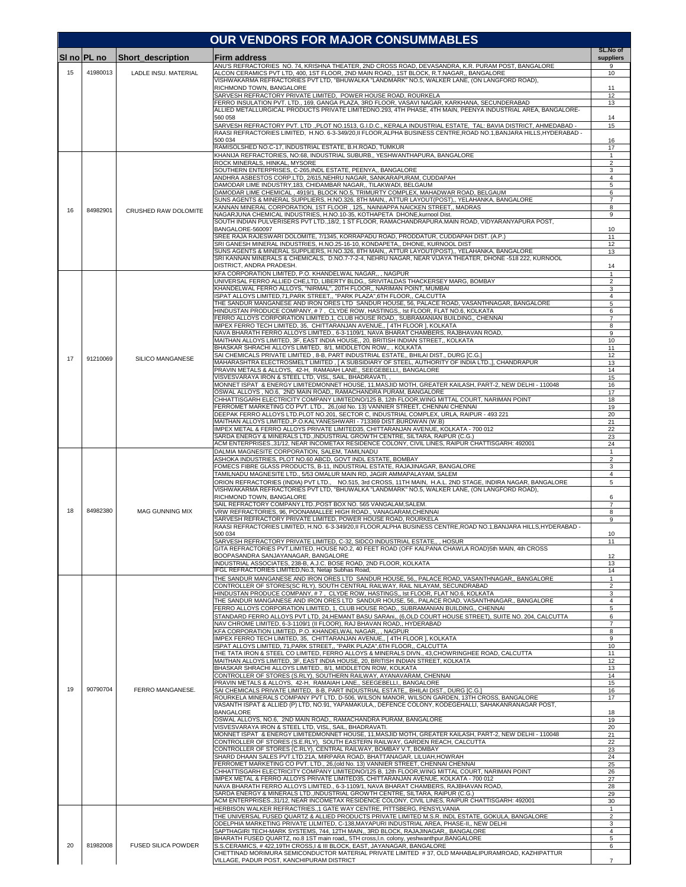# OUR VENDORS FOR MAJOR CONSUMMABLES

| Sl no | PL no | Short_description | Firm address | SL.No of suppliers |
|---|---|---|---|---|
| | | | ANU'S REFRACTORIES NO. 74, KRISHNA THEATER, 2ND CROSS ROAD, DEVASANDRA, K.R. PURAM POST, BANGALORE | 9 |
| 15 | 41980013 | LADLE INSU. MATERIAL | ALCON CERAMICS PVT LTD, 400, 1ST FLOOR, 2ND MAIN ROAD,, 1ST BLOCK, R.T.NAGAR,, BANGALORE | 10 |
| | | | VISHWAKARMA REFRACTORIES PVT LTD, "BHUWALKA "LANDMARK" NO.5, WALKER LANE, (ON LANGFORD ROAD), RICHMOND TOWN, BANGALORE | 11 |
| | | | SARVESH REFRACTORY PRIVATE LIMITED, POWER HOUSE ROAD, ROURKELA | 12 |
| | | | FERRO INSULATION PVT. LTD., 169, GANGA PLAZA, 3RD FLOOR, VASAVI NAGAR, KARKHANA, SECUNDERABAD | 13 |
| | | | ALLIED METALLURGICAL PRODUCTS PRIVATE LIMITEDNO.293, 4TH PHASE, 4TH MAIN, PEENYA INDUSTRIAL AREA, BANGALORE-560 058 | 14 |
| | | | SARVESH REFRACTORY PVT. LTD.,PLOT NO.1513, G.I.D.C., KERALA INDUSTRIAL ESTATE, TAL: BAVIA DISTRICT, AHMEDABAD - | 15 |
| | | | RAASI REFRACTORIES LIMITED, H.NO. 6-3-349/20,II FLOOR,ALPHA BUSINESS CENTRE,ROAD NO.1,BANJARA HILLS,HYDERABAD - 500 034 | 16 |
| | | | RAMISOLSHED NO.C-17, INDUSTRIAL ESTATE, B.H.ROAD, TUMKUR | 17 |
| | | | KHANIJA REFRACTORIES, NO:68, INDUSTRIAL SUBURB,, YESHWANTHAPURA, BANGALORE | 1 |
| | | | ROCK MINERALS, HINKAL, MYSORE | 2 |
| | | | SOUTHERN ENTERPRISES, C-265,INDL ESTATE, PEENYA,, BANGALORE | 3 |
| | | | ANDHRA ASBESTOS CORP.LTD, 2/615,NEHRU NAGAR, SANKARAPURAM, CUDDAPAH | 4 |
| | | | DAMODAR LIME INDUSTRY,183, CHIDAMBAR NAGAR,, TILAKWADI, BELGAUM | 5 |
| | | | DAMODAR LIME CHEMICAL , 4919/1, BLOCK NO.5, TRIMURTY COMPLEX, MAHADWAR ROAD, BELGAUM | 6 |
| | | | SUNS AGENTS & MINERAL SUPPLIERS, H.NO.326, 8TH MAIN,, ATTUR LAYOUT(POST),, YELAHANKA, BANGALORE | 7 |
| 16 | 84982901 | CRUSHED RAW DOLOMITE | KANNAN MINERAL CORPORATION, 1ST FLOOR , 125,, NAINIAPPA NAICKEN STREET,, MADRAS | 8 |
| | | | NAGARJUNA CHEMICAL INDUSTRIES, H.NO.10-35, KOTHAPETA DHONE,kurnool Dist. | 9 |
| | | | SOUTH INDIAN PULVERISERS PVT LTD.,18/2, 1 ST FLOOR, RAMACHANDRAPURA.MAIN ROAD, VIDYARANYAPURA POST, BANGALORE-560097 | 10 |
| | | | SREE RAJA RAJESWARI DOLOMITE, 7/1345, KORRAPADU ROAD, PRODDATUR, CUDDAPAH DIST. (A.P.) | 11 |
| | | | SRI GANESH MINERAL INDUSTRIES, H.NO.25-16-10, KONDAPETA,, DHONE, KURNOOL DIST | 12 |
| | | | SUNS AGENTS & MINERAL SUPPLIERS, H.NO.326, 8TH MAIN,, ATTUR LAYOUT(POST),, YELAHANKA, BANGALORE | 13 |
| | | | SRI KANNAN MINERALS & CHEMICALS, D.NO.7-7-2-4, NEHRU NAGAR, NEAR VIJAYA THEATER, DHONE -518 222, KURNOOL DISTRICT, ANDRA PRADESH. | 14 |
| | | | KFA CORPORATION LIMITED, P.O. KHANDELWAL NAGAR,, , NAGPUR | 1 |
| | | | UNIVERSAL FERRO ALLIED CHE.LTD, LIBERTY BLDG,, SRIVITALDAS THACKERSEY MARG, BOMBAY | 2 |
| | | | KHANDELWAL FERRO ALLOYS, "NIRMAL", 20TH FLOOR,, NARIMAN POINT, MUMBAI | 3 |
| | | | ISPAT ALLOYS LIMITED,71,PARK STREET,, "PARK PLAZA",6TH FLOOR,, CALCUTTA | 4 |
| | | | THE SANDUR MANGANESE AND IRON ORES LTD SANDUR HOUSE, 56, PALACE ROAD, VASANTHNAGAR, BANGALORE | 5 |
| | | | HINDUSTAN PRODUCE COMPANY, # 7 , CLYDE ROW, HASTINGS,, Ist FLOOR, FLAT NO.6, KOLKATA | 6 |
| | | | FERRO ALLOYS CORPORATION LIMITED,1, CLUB HOUSE ROAD,, SUBRAMANIAN BUILDING,, CHENNAI | 7 |
| | | | IMPEX FERRO TECH LIMITED, 35, CHITTARANJAN AVENUE,, [ 4TH FLOOR ], KOLKATA | 8 |
| | | | NAVA BHARATH FERRO ALLOYS LIMITED., 6-3-1109/1, NAVA BHARAT CHAMBERS, RAJBHAVAN ROAD, | 9 |
| | | | MAITHAN ALLOYS LIMITED, 3F, EAST INDIA HOUSE,, 20, BRITISH INDIAN STREET,, KOLKATA | 10 |
| | | | BHASKAR SHRACHI ALLOYS LIMITED, 8/1, MIDDLETON ROW,, , KOLKATA | 11 |
| 17 | 91210069 | SILICO MANGANESE | SAI CHEMICALS PRIVATE LIMITED , 8-B, PART INDUSTRIAL ESTATE,, BHILAI DIST., DURG [C.G.] | 12 |
| | | | MAHARASHTRA ELECTROSMELT LIMITED , [ A SUBSIDIARY OF STEEL, AUTHORITY OF INDIA LTD.,], CHANDRAPUR | 13 |
| | | | PRAVIN METALS & ALLOYS, 42-H, RAMAIAH LANE,, SEEGEBELLI,, BANGALORE | 14 |
| | | | VISVESVARAYA IRON & STEEL LTD, VISL, SAIL, BHADRAVATI, , | 15 |
| | | | MONNET ISPAT & ENERGY LIMITEDMONNET HOUSE, 11,MASJID MOTH, GREATER KAILASH, PART-2, NEW DELHI - 110048 | 16 |
| | | | OSWAL ALLOYS , NO.6, 2ND MAIN ROAD,, RAMACHANDRA PURAM, BANGALORE | 17 |
| | | | CHHATTISGARH ELECTRICITY COMPANY LIMITEDNO/125 B, 12th FLOOR,WING MITTAL COURT, NARIMAN POINT | 18 |
| | | | FERROMET MARKETING CO PVT. LTD., 26,(old No. 13) VANNIER STREET, CHENNAI CHENNAI | 19 |
| | | | DEEPAK FERRO ALLOYS LTD.PLOT NO.201, SECTOR C, INDUSTRIAL COMPLEX, URLA, RAIPUR - 493 221 | 20 |
| | | | MAITHAN ALLOYS LIMITED.,P.O.KALYANESHWARI - 713369 DIST.BURDWAN (W.B) | 21 |
| | | | IMPEX METAL & FERRO ALLOYS PRIVATE LIMITED35, CHITTARANJAN AVENUE, KOLKATA - 700 012 | 22 |
| | | | SARDA ENERGY & MINERALS LTD.,INDUSTRIAL GROWTH CENTRE, SILTARA, RAIPUR (C.G.) | 23 |
| | | | ACM ENTERPRISES.,31/12, NEAR INCOMETAX RESIDENCE COLONY, CIVIL LINES, RAIPUR CHATTISGARH: 492001 | 24 |
| | | | DALMIA MAGNESITE CORPORATION, SALEM, TAMILNADU | 1 |
| | | | ASHOKA INDUSTRIES, PLOT NO.60 ABCD, GOVT INDL ESTATE, BOMBAY | 2 |
| | | | FOMECS FIBRE GLASS PRODUCTS, B-11, INDUSTRIAL ESTATE, RAJAJINAGAR, BANGALORE | 3 |
| | | | TAMILNADU MAGNESITE LTD., 5/53 OMALUR MAIN RD, JAGIR AMMAPALAYAM, SALEM | 4 |
| | | | ORION REFRACTORIES (INDIA) PVT LTD., NO.515, 3rd CROSS, 11TH MAIN, H.A.L. 2ND STAGE, INDIRA NAGAR, BANGALORE | 5 |
| | | | VISHWAKARMA REFRACTORIES PVT LTD, "BHUWALKA "LANDMARK" NO.5, WALKER LANE, (ON LANGFORD ROAD), RICHMOND TOWN, BANGALORE | 6 |
| | | | SAIL REFRACTORY COMPANY.LTD.,POST BOX NO. 565 VANGALAM,SALEM. | 7 |
| 18 | 84982380 | MAG GUNNING MIX | VRW REFRACTORIES, 96, POONAMALLEE HIGH ROAD., VANAGARAM,CHENNAI | 8 |
| | | | SARVESH REFRACTORY PRIVATE LIMITED, POWER HOUSE ROAD, ROURKELA | 9 |
| | | | RAASI REFRACTORIES LIMITED, H.NO. 6-3-349/20,II FLOOR,ALPHA BUSINESS CENTRE,ROAD NO.1,BANJARA HILLS,HYDERABAD - 500 034 | 10 |
| | | | SARVESH REFRACTORY PRIVATE LIMITED, C-32, SIDCO INDUSTRIAL ESTATE,, , HOSUR | 11 |
| | | | GITA REFRACTORIES PVT.LIMITED, HOUSE NO.2, 40 FEET ROAD (OFF KALPANA CHAWLA ROAD)5th MAIN, 4th CROSS BOOPASANDRA SANJAYANAGAR, BANGALORE | 12 |
| | | | INDUSTRIAL ASSOCIATES, 238-B, A.J.C. BOSE ROAD, 2ND FLOOR, KOLKATA | 13 |
| | | | IFGL REFRACTORIES LIMITED,No.3, Netaji Subhas Road, | 14 |
| | | | THE SANDUR MANGANESE AND IRON ORES LTD SANDUR HOUSE, 56,, PALACE ROAD, VASANTHNAGAR,, BANGALORE | 1 |
| | | | CONTROLLER OF STORES(SC RLY), SOUTH CENTRAL RAILWAY, RAIL NILAYAM, SECUNDRABAD | 2 |
| | | | HINDUSTAN PRODUCE COMPANY, # 7 , CLYDE ROW, HASTINGS,, Ist FLOOR, FLAT NO.6, KOLKATA | 3 |
| | | | THE SANDUR MANGANESE AND IRON ORES LTD SANDUR HOUSE, 56,, PALACE ROAD, VASANTHNAGAR,, BANGALORE | 4 |
| | | | FERRO ALLOYS CORPORATION LIMITED, 1, CLUB HOUSE ROAD,, SUBRAMANIAN BUILDING,, CHENNAI | 5 |
| | | | STANDARD FERRO ALLOYS PVT LTD, 24,HEMANT BASU SARAni,, (6,OLD COURT HOUSE STREET), SUITE NO. 204, CALCUTTA | 6 |
| | | | NAV CHROME LIMITED, 6-3-1109/1 (II FLOOR), RAJ BHAVAN ROAD,, HYDERABAD | 7 |
| | | | KFA CORPORATION LIMITED, P.O. KHANDELWAL NAGAR,, , NAGPUR | 8 |
| | | | IMPEX FERRO TECH LIMITED, 35, CHITTARANJAN AVENUE,, [ 4TH FLOOR ], KOLKATA | 9 |
| | | | ISPAT ALLOYS LIMITED, 71,PARK STREET,, "PARK PLAZA",6TH FLOOR,, CALCUTTA | 10 |
| | | | THE TATA IRON & STEEL CO LIMITED, FERRO ALLOYS & MINERALS DIVN., 43,CHOWRINGHEE ROAD, CALCUTTA | 11 |
| | | | MAITHAN ALLOYS LIMITED, 3F, EAST INDIA HOUSE, 20, BRITISH INDIAN STREET, KOLKATA | 12 |
| | | | BHASKAR SHRACHI ALLOYS LIMITED., 8/1, MIDDLETON ROW, KOLKATA | 13 |
| | | | CONTROLLER OF STORES (S.RLY), SOUTHERN RAILWAY, AYANAVARAM, CHENNAI | 14 |
| | | | PRAVIN METALS & ALLOYS, 42-H, RAMAIAH LANE,, SEEGEBELLI,, BANGALORE | 15 |
| 19 | 90790704 | FERRO MANGANESE. | SAI CHEMICALS PRIVATE LIMITED, 8-B, PART INDUSTRIAL ESTATE,, BHILAI DIST., DURG [C.G.] | 16 |
| | | | ROURKELA MINERALS COMPANY PVT LTD, D-506, WILSON MANOR, WILSON GARDEN, 13TH CROSS, BANGALORE | 17 |
| | | | VASANTH ISPAT & ALLIED (P) LTD, NO.91, YAPAMAKULA,, DEFENCE COLONY, KODEGEHALLI, SAHAKANRANAGAR POST, BANGALORE | 18 |
| | | | OSWAL ALLOYS, NO.6, 2ND MAIN ROAD,, RAMACHANDRA PURAM, BANGALORE | 19 |
| | | | VISVESVARAYA IRON & STEEL LTD, VISL, SAIL, BHADRAVATI. | 20 |
| | | | MONNET ISPAT & ENERGY LIMITEDMONNET HOUSE, 11,MASJID MOTH, GREATER KAILASH, PART-2, NEW DELHI - 110048 | 21 |
| | | | CONTROLLER OF STORES (S.E.RLY), SOUTH EASTERN RAILWAY, GARDEN REACH, CALCUTTA | 22 |
| | | | CONTROLLER OF STORES (C.RLY), CENTRAL RAILWAY, BOMBAY V.T, BOMBAY | 23 |
| | | | SHARD DHAAN SALES PVT.LTD.21A, MIRPARA ROAD, BHATTANAGAR, LILUAH,HOWRAH | 24 |
| | | | FERROMET MARKETING CO PVT. LTD., 26,(old No. 13) VANNIER STREET, CHENNAI CHENNAI | 25 |
| | | | CHHATTISGARH ELECTRICITY COMPANY LIMITEDNO/125 B, 12th FLOOR,WING MITTAL COURT, NARIMAN POINT | 26 |
| | | | IMPEX METAL & FERRO ALLOYS PRIVATE LIMITED35, CHITTARANJAN AVENUE, KOLKATA - 700 012 | 27 |
| | | | NAVA BHARATH FERRO ALLOYS LIMITED., 6-3-1109/1, NAVA BHARAT CHAMBERS, RAJBHAVAN ROAD, | 28 |
| | | | SARDA ENERGY & MINERALS LTD.,INDUSTRIAL GROWTH CENTRE, SILTARA, RAIPUR (C.G.) | 29 |
| | | | ACM ENTERPRISES.,31/12, NEAR INCOMETAX RESIDENCE COLONY, CIVIL LINES, RAIPUR CHATTISGARH: 492001 | 30 |
| | | | HERBISON WALKER REFRACTRIES.,1 GATE WAY CENTRE, PITTSBERG, PENSYLVANIA | 1 |
| | | | THE UNIVERSAL FUSED QUARTZ & ALLIED PRODUCTS PRIVATE LIMITED M.S.R. INDL ESTATE, GOKULA, BANGALORE | 2 |
| | | | ODELPHIA MARKETING PRIVATE LILMITED, C-138,MAYAPURI INDUSTRIAL AREA, PHASE-II,, NEW DELHI | 3 |
| | | | SAPTHAGIRI TECH-MARK SYSTEMS, 744, 12TH MAIN,, 3RD BLOCK, RAJAJINAGAR,, BANGALORE | 4 |
| | | | BHARATH FUSED QUARTZ, no.8 1ST main road,, 5TH cross,l.n. colony, yeshwanthpur,BANGALORE | 5 |
| 20 | 81982008 | FUSED SILICA POWDER | S.S.CERAMICS, # 422,19TH CROSS,I & III BLOCK, EAST, JAYANAGAR, BANGALORE | 6 |
| | | | CHETTINAD MORIMURA SEMICONDUCTOR MATERIAL PRIVATE LIMITED # 37, OLD MAHABALIPURAMROAD, KAZHIPATTUR VILLAGE, PADUR POST, KANCHIPURAM DISTRICT | 7 |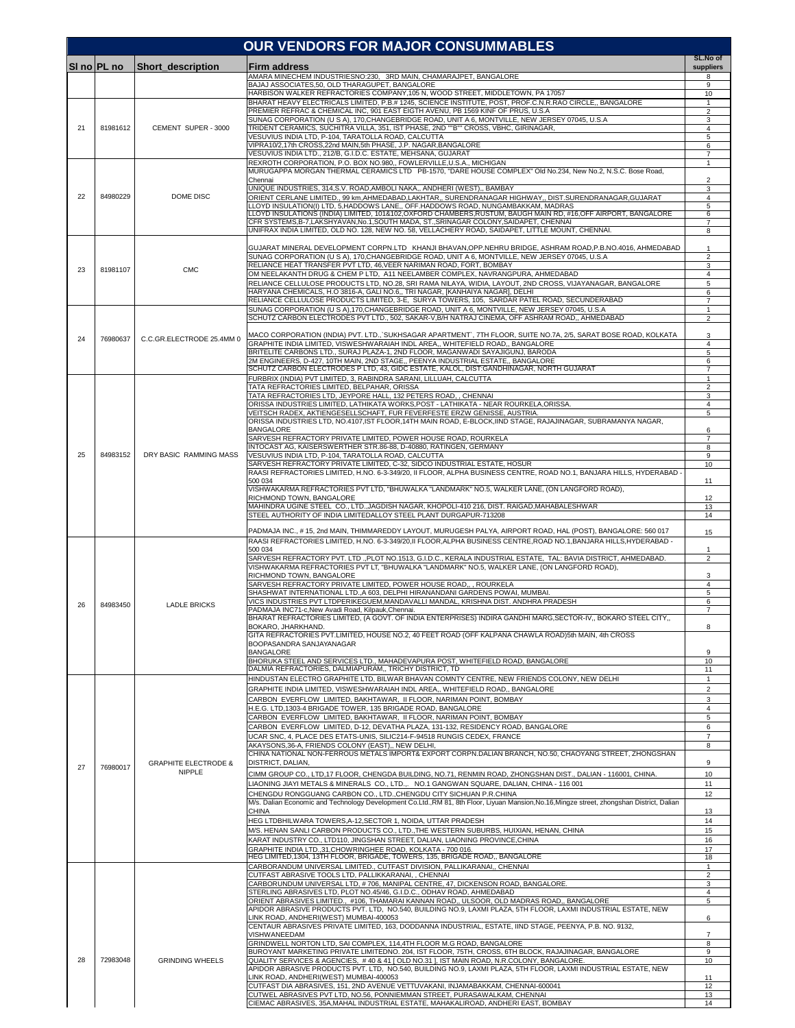# OUR VENDORS FOR MAJOR CONSUMMABLES

| Sl no | PL no | Short_description | Firm address | SL.No of suppliers |
|---|---|---|---|---|
| | | | AMARA MINECHEM INDUSTRIESNO:230, 3RD MAIN, CHAMARAJPET, BANGALORE | 8 |
| | | | BAJAJ ASSOCIATES,50, OLD THARAGUPET, BANGALORE | 9 |
| | | | HARBISON WALKER REFRACTORIES COMPANY,105 N, WOOD STREET, MIDDLETOWN, PA 17057 | 10 |
| 21 | 81981612 | CEMENT SUPER - 3000 | BHARAT HEAVY ELECTRICALS LIMITED, P.B.# 1245, SCIENCE INSTITUTE, POST, PROF.C.N.R.RAO CIRCLE,, BANGALORE | 1 |
| | | | PREMIER REFRAC & CHEMICAL INC, 901 EAST EIGTH AVENU, PB 1569 KINF OF PRUS, U.S.A | 2 |
| | | | SUNAG CORPORATION (U S A), 170,CHANGEBRIDGE ROAD, UNIT A 6, MONTVILLE, NEW JERSEY 07045, U.S.A | 3 |
| | | | TRIDENT CERAMICS, SUCHITRA VILLA, 351, IST PHASE, 2ND ""B"" CROSS, VBHC, GIRINAGAR, | 4 |
| | | | VESUVIUS INDIA LTD, P-104, TARATOLLA ROAD, CALCUTTA | 5 |
| | | | VIPRA10/2,17th CROSS,22nd MAIN,5th PHASE, J.P. NAGAR,BANGALORE | 6 |
| | | | VESUVIUS INDIA LTD., 212/B, G.I.D.C. ESTATE, MEHSANA, GUJARAT | 7 |
| 22 | 84980229 | DOME DISC | REXROTH CORPORATION, P.O. BOX NO.980,, FOWLERVILLE,U.S.A., MICHIGAN | 1 |
| | | | MURUGAPPA MORGAN THERMAL CERAMICS LTD PB-1570, "DARE HOUSE COMPLEX" Old No.234, New No.2, N.S.C. Bose Road, Chennai | 2 |
| | | | UNIQUE INDUSTRIES, 314,S.V. ROAD,AMBOLI NAKA,, ANDHERI (WEST),, BAMBAY | 3 |
| | | | ORIENT CERLANE LIMITED., 99 km,AHMEDABAD,LAKHTAR,, SURENDRANAGAR HIGHWAY,, DIST.SURENDRANAGAR,GUJARAT | 4 |
| | | | LLOYD INSULATION(I) LTD, 5,HADDOWS LANE,, OFF.HADDOWS ROAD, NUNGAMBAKKAM, MADRAS | 5 |
| | | | LLOYD INSULATIONS (INDIA) LIMITED, 101&102,OXFORD CHAMBERS,RUSTUM, BAUGH MAIN RD, #16,OFF AIRPORT, BANGALORE | 6 |
| | | | CFR SYSTEMS,B-7,LAKSHYAVAN,No.1,SOUTH MADA, ST.,SRINAGAR COLONY,SAIDAPET, CHENNAI | 7 |
| | | | UNIFRAX INDIA LIMITED, OLD NO. 128, NEW NO. 58, VELLACHERY ROAD, SAIDAPET, LITTLE MOUNT, CHENNAI. | 8 |
| 23 | 81981107 | CMC | GUJARAT MINERAL DEVELOPMENT CORPN.LTD KHANJI BHAVAN,OPP.NEHRU BRIDGE, ASHRAM ROAD,P.B.NO.4016, AHMEDABAD | 1 |
| | | | SUNAG CORPORATION (U S A), 170,CHANGEBRIDGE ROAD, UNIT A 6, MONTVILLE, NEW JERSEY 07045, U.S.A | 2 |
| | | | RELIANCE HEAT TRANSFER PVT LTD, 46,VEER NARIMAN ROAD, FORT, BOMBAY | 3 |
| | | | OM NEELAKANTH DRUG & CHEM P LTD, A11 NEELAMBER COMPLEX, NAVRANGPURA, AHMEDABAD | 4 |
| | | | RELIANCE CELLULOSE PRODUCTS LTD, NO.28, SRI RAMA NILAYA, WIDIA, LAYOUT, 2ND CROSS, VIJAYANAGAR, BANGALORE | 5 |
| | | | HARYANA CHEMICALS, H.O 3816-A, GALI NO.6,, TRI NAGAR, [KANHAIYA NAGAR], DELHI | 6 |
| | | | RELIANCE CELLULOSE PRODUCTS LIMITED, 3-E, SURYA TOWERS, 105, SARDAR PATEL ROAD, SECUNDERABAD | 7 |
| 24 | 76980637 | C.C.GR.ELECTRODE 25.4MM 0 | SUNAG CORPORATION (U S A),170,CHANGEBRIDGE ROAD, UNIT A 6, MONTVILLE, NEW JERSEY 07045, U.S.A | 1 |
| | | | SCHUTZ CARBON ELECTRODES PVT LTD., 502, SAKAR-V,B/H NATRAJ CINEMA, OFF ASHRAM ROAD,, AHMEDABAD | 2 |
| | | | MACO CORPORATION (INDIA) PVT. LTD.,`SUKHSAGAR APARTMENT`, 7TH FLOOR, SUITE NO.7A, 2/5, SARAT BOSE ROAD, KOLKATA | 3 |
| | | | GRAPHITE INDIA LIMITED, VISWESHWARAIAH INDL AREA,, WHITEFIELD ROAD,, BANGALORE | 4 |
| | | | BRITELITE CARBONS LTD., SURAJ PLAZA-1, 2ND FLOOR, MAGANWADI SAYAJIGUNJ, BARODA | 5 |
| | | | 2M ENGINEERS, D-427, 10TH MAIN, 2ND STAGE,, PEENYA INDUSTRIAL ESTATE,, BANGALORE | 6 |
| | | | SCHUTZ CARBON ELECTRODES P LTD, 43, GIDC ESTATE, KALOL, DIST:GANDHINAGAR, NORTH GUJARAT | 7 |
| 25 | 84983152 | DRY BASIC RAMMING MASS | FURBRIX (INDIA) PVT LIMITED, 3, RABINDRA SARANI, LILLUAH, CALCUTTA | 1 |
| | | | TATA REFRACTORIES LIMITED, BELPAHAR, ORISSA | 2 |
| | | | TATA REFRACTORIES LTD, JEYPORE HALL, 132 PETERS ROAD, , CHENNAI | 3 |
| | | | ORISSA INDUSTRIES LIMITED, LATHIKATA WORKS,POST - LATHIKATA - NEAR ROURKELA,ORISSA. | 4 |
| | | | VEITSCH RADEX, AKTIENGESELLSCHAFT, FUR FEVERFESTE ERZW GENISSE, AUSTRIA. | 5 |
| | | | ORISSA INDUSTRIES LTD, NO.4107,IST FLOOR,14TH MAIN ROAD, E-BLOCK,IIND STAGE, RAJAJINAGAR, SUBRAMANYA NAGAR, BANGALORE | 6 |
| | | | SARVESH REFRACTORY PRIVATE LIMITED, POWER HOUSE ROAD, ROURKELA | 7 |
| | | | INTOCAST AG, KAISERSWERTHER STR.86-88, D-40880, RATINGEN, GERMANY | 8 |
| | | | VESUVIUS INDIA LTD, P-104, TARATOLLA ROAD, CALCUTTA | 9 |
| | | | SARVESH REFRACTORY PRIVATE LIMITED, C-32, SIDCO INDUSTRIAL ESTATE, HOSUR | 10 |
| | | | RAASI REFRACTORIES LIMITED, H.NO. 6-3-349/20, II FLOOR, ALPHA BUSINESS CENTRE, ROAD NO.1, BANJARA HILLS, HYDERABAD - 500 034 | 11 |
| | | | VISHWAKARMA REFRACTORIES PVT LTD, "BHUWALKA "LANDMARK" NO.5, WALKER LANE, (ON LANGFORD ROAD), RICHMOND TOWN, BANGALORE | 12 |
| | | | MAHINDRA UGINE STEEL CO., LTD.,JAGDISH NAGAR, KHOPOLI-410 216, DIST. RAIGAD,MAHABALESHWAR | 13 |
| | | | STEEL AUTHORITY OF INDIA LIMITEDALLOY STEEL PLANT DURGAPUR-713208 | 14 |
| | | | PADMAJA INC., # 15, 2nd MAIN, THIMMAREDDY LAYOUT, MURUGESH PALYA, AIRPORT ROAD, HAL (POST), BANGALORE: 560 017 | 15 |
| 26 | 84983450 | LADLE BRICKS | RAASI REFRACTORIES LIMITED, H.NO. 6-3-349/20,II FLOOR,ALPHA BUSINESS CENTRE,ROAD NO.1,BANJARA HILLS,HYDERABAD - 500 034 | 1 |
| | | | SARVESH REFRACTORY PVT. LTD .,PLOT NO.1513, G.I.D.C., KERALA INDUSTRIAL ESTATE, TAL: BAVIA DISTRICT, AHMEDABAD. | 2 |
| | | | VISHWAKARMA REFRACTORIES PVT LT, "BHUWALKA "LANDMARK" NO.5, WALKER LANE, (ON LANGFORD ROAD), RICHMOND TOWN, BANGALORE | 3 |
| | | | SARVESH REFRACTORY PRIVATE LIMITED, POWER HOUSE ROAD,, , ROURKELA | 4 |
| | | | SHASHWAT INTERNATIONAL LTD.,A 603, DELPHI HIRANANDANI GARDENS POWAI, MUMBAI. | 5 |
| | | | VICS INDUSTRIES PVT LTDPERIKEGUEM,MANDAVALLI MANDAL, KRISHNA DIST. ANDHRA PRADESH | 6 |
| | | | PADMAJA INC71-c,New Avadi Road, Kilpauk,Chennai. | 7 |
| | | | BHARAT REFRACTORIES LIMITED, (A GOVT. OF INDIA ENTERPRISES) INDIRA GANDHI MARG,SECTOR-IV,, BOKARO STEEL CITY,, BOKARO, JHARKHAND. | 8 |
| | | | GITA REFRACTORIES PVT.LIMITED, HOUSE NO.2, 40 FEET ROAD (OFF KALPANA CHAWLA ROAD)5th MAIN, 4th CROSS BOOPASANDRA SANJAYANAGAR BANGALORE | 9 |
| | | | BHORUKA STEEL AND SERVICES LTD., MAHADEVAPURA POST, WHITEFIELD ROAD, BANGALORE | 10 |
| | | | DALMIA REFRACTORIES, DALMIAPURAM,, TRICHY DISTRICT, TD | 11 |
| 27 | 76980017 | GRAPHITE ELECTRODE & NIPPLE | HINDUSTAN ELECTRO GRAPHITE LTD, BILWAR BHAVAN COMNTY CENTRE, NEW FRIENDS COLONY, NEW DELHI | 1 |
| | | | GRAPHITE INDIA LIMITED, VISWESHWARAIAH INDL AREA,, WHITEFIELD ROAD,, BANGALORE | 2 |
| | | | CARBON EVERFLOW LIMITED, BAKHTAWAR, II FLOOR, NARIMAN POINT, BOMBAY | 3 |
| | | | H.E.G. LTD,1303-4 BRIGADE TOWER, 135 BRIGADE ROAD, BANGALORE | 4 |
| | | | CARBON EVERFLOW LIMITED, BAKHTAWAR, II FLOOR, NARIMAN POINT, BOMBAY | 5 |
| | | | CARBON EVERFLOW LIMITED, D-12, DEVATHA PLAZA, 131-132, RESIDENCY ROAD, BANGALORE | 6 |
| | | | UCAR SNC, 4, PLACE DES ETATS-UNIS, SILIC214-F-94518 RUNGIS CEDEX, FRANCE | 7 |
| | | | AKAYSONS,36-A, FRIENDS COLONY (EAST),, NEW DELHI, | 8 |
| | | | CHINA NATIONAL NON-FERROUS METALS IMPORT& EXPORT CORPN.DALIAN BRANCH, NO.50, CHAOYANG STREET, ZHONGSHAN DISTRICT, DALIAN, | 9 |
| | | | CIMM GROUP CO., LTD,17 FLOOR, CHENGDA BUILDING, NO.71, RENMIN ROAD, ZHONGSHAN DIST., DALIAN - 116001, CHINA. | 10 |
| | | | LIAONING JIAYI METALS & MINERALS CO., LTD.,, NO.1 GANGWAN SQUARE, DALIAN, CHINA - 116 001 | 11 |
| | | | CHENGDU RONGGUANG CARBON CO., LTD.,CHENGDU CITY SICHUAN P.R.CHINA | 12 |
| | | | M/s. Dalian Economic and Technology Development Co.Ltd.,RM 81, 8th Floor, Liyuan Mansion,No.16,Mingze street, zhongshan District, Dalian CHINA | 13 |
| | | | HEG LTDBHILWARA TOWERS,A-12,SECTOR 1, NOIDA, UTTAR PRADESH | 14 |
| | | | M/S. HENAN SANLI CARBON PRODUCTS CO., LTD.,THE WESTERN SUBURBS, HUIXIAN, HENAN, CHINA | 15 |
| | | | KARAT INDUSTRY CO., LTD110, JINGSHAN STREET, DALIAN, LIAONING PROVINCE,CHINA | 16 |
| | | | GRAPHITE INDIA LTD.,31,CHOWRINGHEE ROAD, KOLKATA - 700 016. | 17 |
| | | | HEG LIMITED,1304, 13TH FLOOR, BRIGADE, TOWERS, 135, BRIGADE ROAD,, BANGALORE | 18 |
| 28 | 72983048 | GRINDING WHEELS | CARBORANDUM UNIVERSAL LIMITED,, CUTFAST DIVISION, PALLIKARANAI,, CHENNAI | 1 |
| | | | CUTFAST ABRASIVE TOOLS LTD, PALLIKKARANAI, , CHENNAI | 2 |
| | | | CARBORUNDUM UNIVERSAL LTD, # 706, MANIPAL CENTRE, 47, DICKENSON ROAD, BANGALORE. | 3 |
| | | | STERLING ABRASIVES LTD, PLOT NO.45/46, G.I.D.C., ODHAV ROAD, AHMEDABAD | 4 |
| | | | ORIENT ABRASIVES LIMITED,, #106, THAMARAI KANNAN ROAD,, ULSOOR, OLD MADRAS ROAD,, BANGALORE | 5 |
| | | | APIDOR ABRASIVE PRODUCTS PVT. LTD, NO.540, BUILDING NO.9, LAXMI PLAZA, 5TH FLOOR, LAXMI INDUSTRIAL ESTATE, NEW LINK ROAD, ANDHERI(WEST) MUMBAI-400053 | 6 |
| | | | CENTAUR ABRASIVES PRIVATE LIMITED, 163, DODDANNA INDUSTRIAL, ESTATE, IIND STAGE, PEENYA, P.B. NO. 9132, VISHWANEEDAM | 7 |
| | | | GRINDWELL NORTON LTD, SAI COMPLEX, 114,4TH FLOOR M.G ROAD, BANGALORE | 8 |
| | | | BUROYANT MARKETING PRIVATE LIMITEDNO. 204, IST FLOOR, 75TH, CROSS, 6TH BLOCK, RAJAJINAGAR, BANGALORE | 9 |
| | | | QUALITY SERVICES & AGENCIES. # 40 & 41 [ OLD NO.31 ], IST MAIN ROAD, N.R.COLONY, BANGALORE. | 10 |
| | | | APIDOR ABRASIVE PRODUCTS PVT. LTD, NO.540, BUILDING NO.9, LAXMI PLAZA, 5TH FLOOR, LAXMI INDUSTRIAL ESTATE, NEW LINK ROAD, ANDHERI(WEST) MUMBAI-400053 | 11 |
| | | | CUTFAST DIA ABRASIVES, 151, 2ND AVENUE VETTUVAKANI, INJAMABAKKAM, CHENNAI-600041 | 12 |
| | | | CUTWEL ABRASIVES PVT LTD, NO.56, PONNIEMMAN STREET, PURASAWALKAM, CHENNAI | 13 |
| | | | CIEMAC ABRASIVES, 35A,MAHAL INDUSTRIAL ESTATE, MAHAKALIROAD, ANDHERI EAST, BOMBAY | 14 |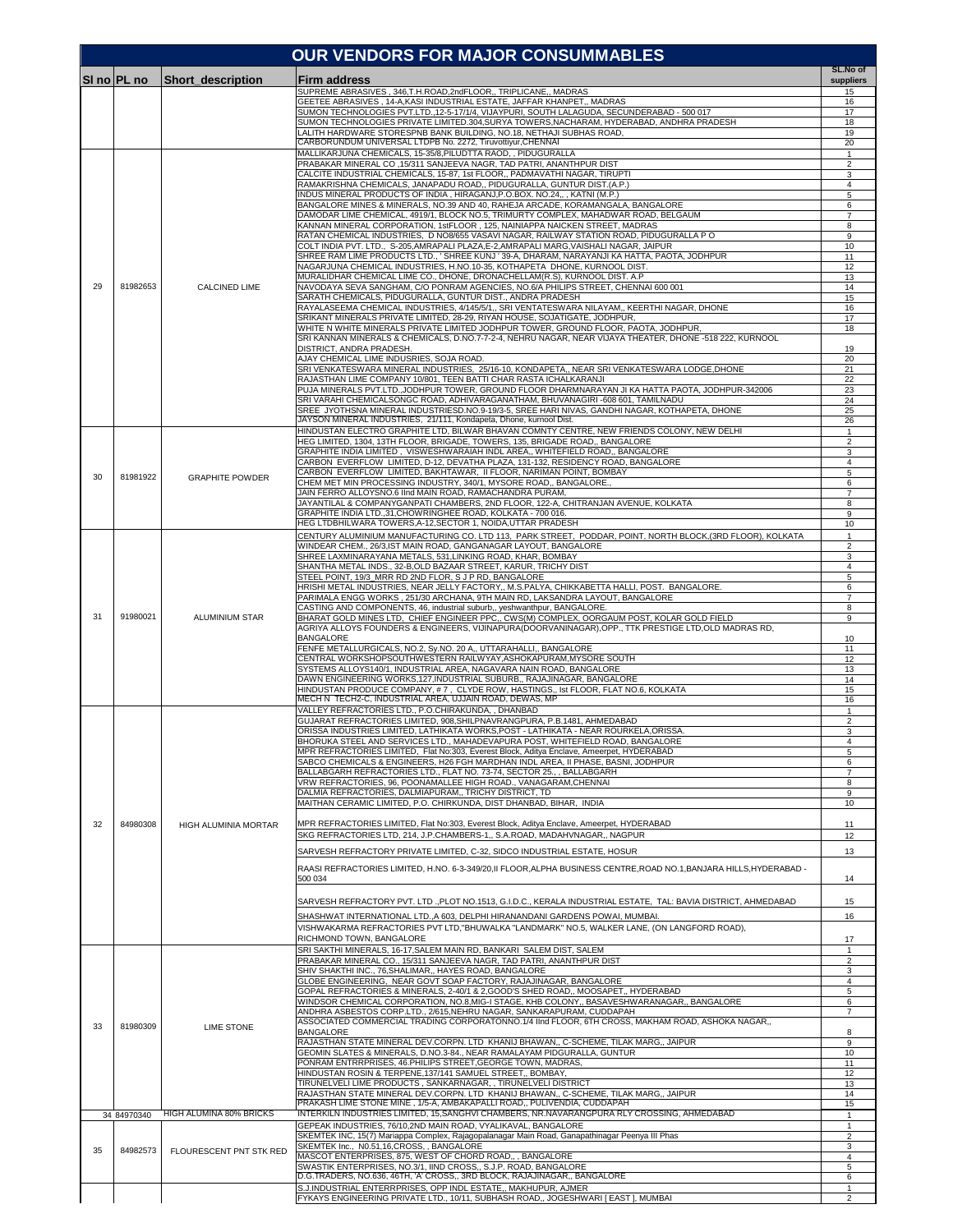# OUR VENDORS FOR MAJOR CONSUMMABLES

| Sl no | PL no | Short_description | Firm address | SL.No of suppliers |
|---|---|---|---|---|
| | | | SUPREME ABRASIVES , 346,T.H.ROAD,2ndFLOOR,, TRIPLICANE,, MADRAS | 15 |
| | | | GEETEE ABRASIVES , 14-A,KASI INDUSTRIAL ESTATE, JAFFAR KHANPET,, MADRAS | 16 |
| | | | SUMON TECHNOLOGIES PVT.LTD.,12-5-17/1/4, VIJAYPURI, SOUTH LALAGUDA, SECUNDERABAD - 500 017 | 17 |
| | | | SUMON TECHNOLOGIES PRIVATE LIMITED.304,SURYA TOWERS,NACHARAM, HYDERABAD, ANDHRA PRADESH | 18 |
| | | | LALITH HARDWARE STORESPNB BANK BUILDING, NO.18, NETHAJI SUBHAS ROAD, | 19 |
| | | | CARBORUNDUM UNIVERSAL LTDPB No. 2272, Tiruvottiyur,CHENNAI | 20 |
| 29 | 81982653 | CALCINED LIME | MALLIKARJUNA CHEMICALS, 15-35/8,PILUDTTA RAOD, , PIDUGURALLA | 1 |
| | | | PRABAKAR MINERAL CO ,15/311 SANJEEVA NAGR, TAD PATRI, ANANTHPUR DIST | 2 |
| | | | CALCITE INDUSTRIAL CHEMICALS, 15-87, 1st FLOOR,, PADMAVATHI NAGAR, TIRUPTI | 3 |
| | | | RAMAKRISHNA CHEMICALS, JANAPADU ROAD,, PIDUGURALLA, GUNTUR DIST.(A.P.) | 4 |
| | | | INDUS MINERAL PRODUCTS OF INDIA , HIRAGANJ,P.O.BOX. NO.24,, , KATNI (M.P.) | 5 |
| | | | BANGALORE MINES & MINERALS, NO.39 AND 40, RAHEJA ARCADE, KORAMANGALA, BANGALORE | 6 |
| | | | DAMODAR LIME CHEMICAL, 4919/1, BLOCK NO.5, TRIMURTY COMPLEX, MAHADWAR ROAD, BELGAUM | 7 |
| | | | KANNAN MINERAL CORPORATION, 1stFLOOR , 125, NAINIAPPA NAICKEN STREET, MADRAS | 8 |
| | | | RATAN CHEMICAL INDUSTRIES, D NO8/655 VASAVI NAGAR, RAILWAY STATION ROAD, PIDUGURALLA P O | 9 |
| | | | COLT INDIA PVT. LTD., S-205,AMRAPALI PLAZA,E-2,AMRAPALI MARG,VAISHALI NAGAR, JAIPUR | 10 |
| | | | SHREE RAM LIME PRODUCTS LTD., ' SHREE KUNJ ' 39-A, DHARAM, NARAYANJI KA HATTA, PAOTA, JODHPUR | 11 |
| | | | NAGARJUNA CHEMICAL INDUSTRIES, H.NO.10-35, KOTHAPETA DHONE, KURNOOL DIST. | 12 |
| | | | MURALIDHAR CHEMICAL LIME CO., DHONE, DRONACHELLAM(R.S), KURNOOL DIST. A.P | 13 |
| | | | NAVODAYA SEVA SANGHAM, C/O PONRAM AGENCIES, NO.6/A PHILIPS STREET, CHENNAI 600 001 | 14 |
| | | | SARATH CHEMICALS, PIDUGURALLA, GUNTUR DIST., ANDRA PRADESH | 15 |
| | | | RAYALASEEMA CHEMICAL INDUSTRIES, 4/145/5/1,, SRI VENTATESWARA NILAYAM,, KEERTHI NAGAR, DHONE | 16 |
| | | | SRIKANT MINERALS PRIVATE LIMITED, 28-29, RIYAN HOUSE, SOJATIGATE, JODHPUR, | 17 |
| | | | WHITE N WHITE MINERALS PRIVATE LIMITED JODHPUR TOWER, GROUND FLOOR, PAOTA, JODHPUR, | 18 |
| | | | SRI KANNAN MINERALS & CHEMICALS, D.NO.7-7-2-4, NEHRU NAGAR, NEAR VIJAYA THEATER, DHONE -518 222, KURNOOL DISTRICT, ANDRA PRADESH. | 19 |
| | | | AJAY CHEMICAL LIME INDUSRIES, SOJA ROAD. | 20 |
| | | | SRI VENKATESWARA MINERAL INDUSTRIES, 25/16-10, KONDAPETA,, NEAR SRI VENKATESWARA LODGE,DHONE | 21 |
| | | | RAJASTHAN LIME COMPANY 10/801, TEEN BATTI CHAR RASTA ICHALKARANJI | 22 |
| | | | PUJA MINERALS PVT.LTD.,JODHPUR TOWER, GROUND FLOOR DHARMNARAYAN JI KA HATTA PAOTA, JODHPUR-342006 | 23 |
| | | | SRI VARAHI CHEMICALSONGC ROAD, ADHIVARAGANATHAM, BHUVANAGIRI -608 601, TAMILNADU | 24 |
| | | | SREE JYOTHSNA MINERAL INDUSTRIESD.NO.9-19/3-5, SREE HARI NIVAS, GANDHI NAGAR, KOTHAPETA, DHONE | 25 |
| | | | JAYSON MINERAL INDUSTRIES, 21/111, Kondapeta, Dhone, kurnool Dist. | 26 |
| 30 | 81981922 | GRAPHITE POWDER | HINDUSTAN ELECTRO GRAPHITE LTD, BILWAR BHAVAN COMNTY CENTRE, NEW FRIENDS COLONY, NEW DELHI | 1 |
| | | | HEG LIMITED, 1304, 13TH FLOOR, BRIGADE, TOWERS, 135, BRIGADE ROAD,, BANGALORE | 2 |
| | | | GRAPHITE INDIA LIMITED , VISWESHWARAIAH INDL AREA,, WHITEFIELD ROAD,, BANGALORE | 3 |
| | | | CARBON EVERFLOW LIMITED, D-12, DEVATHA PLAZA, 131-132, RESIDENCY ROAD, BANGALORE | 4 |
| | | | CARBON EVERFLOW LIMITED, BAKHTAWAR, II FLOOR, NARIMAN POINT, BOMBAY | 5 |
| | | | CHEM MET MIN PROCESSING INDUSTRY, 340/1, MYSORE ROAD,, BANGALORE., | 6 |
| | | | JAIN FERRO ALLOYSNO.6 IInd MAIN ROAD, RAMACHANDRA PURAM. | 7 |
| | | | JAYANTILAL & COMPANYGANPATI CHAMBERS, 2ND FLOOR, 122-A, CHITRANJAN AVENUE, KOLKATA | 8 |
| | | | GRAPHITE INDIA LTD.,31,CHOWRINGHEE ROAD, KOLKATA - 700 016. | 9 |
| | | | HEG LTDBHILWARA TOWERS,A-12,SECTOR 1, NOIDA,UTTAR PRADESH | 10 |
| 31 | 91980021 | ALUMINIUM STAR | CENTURY ALUMINIUM MANUFACTURING CO. LTD 113, PARK STREET, PODDAR, POINT, NORTH BLOCK,(3RD FLOOR), KOLKATA | 1 |
| | | | WINDEAR CHEM., 26/3,IST MAIN ROAD, GANGANAGAR LAYOUT, BANGALORE | 2 |
| | | | SHREE LAXMINARAYANA METALS, 531,LINKING ROAD, KHAR, BOMBAY | 3 |
| | | | SHANTHA METAL INDS., 32-B,OLD BAZAAR STREET, KARUR, TRICHY DIST | 4 |
| | | | STEEL POINT, 19/3_MRR RD 2ND FLOR, S J P RD, BANGALORE | 5 |
| | | | HRISHI METAL INDUSTRIES, NEAR JELLY FACTORY,, M.S.PALYA, CHIKKABETTA HALLI, POST. BANGALORE. | 6 |
| | | | PARIMALA ENGG WORKS ,251/30 ARCHANA, 9TH MAIN RD, LAKSANDRA LAYOUT, BANGALORE | 7 |
| | | | CASTING AND COMPONENTS, 46, industrial suburb,, yeshwanthpur, BANGALORE. | 8 |
| | | | BHARAT GOLD MINES LTD, CHIEF ENGINEER PPC,, CWS(M) COMPLEX, OORGAUM POST, KOLAR GOLD FIELD | 9 |
| | | | AGRIYA ALLOYS FOUNDERS & ENGINEERS, VIJINAPURA(DOORVANINAGAR),OPP., TTK PRESTIGE LTD,OLD MADRAS RD, BANGALORE | 10 |
| | | | FENFE METALLURGICALS, NO.2, Sy.NO. 20 A,, UTTARAHALLI,, BANGALORE | 11 |
| | | | CENTRAL WORKSHOPSOUTHWESTERN RAILWYAY,ASHOKAPURAM,MYSORE SOUTH | 12 |
| | | | SYSTEMS ALLOYS140/1, INDUSTRIAL AREA, NAGAVARA NAIN ROAD, BANGALORE | 13 |
| | | | DAWN ENGINEERING WORKS,127,INDUSTRIAL SUBURB,, RAJAJINAGAR, BANGALORE | 14 |
| | | | HINDUSTAN PRODUCE COMPANY, # 7 , CLYDE ROW, HASTINGS,, Ist FLOOR, FLAT NO.6, KOLKATA | 15 |
| | | | MECH N TECH2-C, INDUSTRIAL AREA, UJJAIN ROAD, DEWAS, MP | 16 |
| 32 | 84980308 | HIGH ALUMINIA MORTAR | VALLEY REFRACTORIES LTD., P.O.CHIRAKUNDA, , DHANBAD | 1 |
| | | | GUJARAT REFRACTORIES LIMITED, 908,SHILPNAVRANGPURA, P.B.1481, AHMEDABAD | 2 |
| | | | ORISSA INDUSTRIES LIMITED, LATHIKATA WORKS,POST - LATHIKATA - NEAR ROURKELA,ORISSA. | 3 |
| | | | BHORUKA STEEL AND SERVICES LTD., MAHADEVAPURA POST, WHITEFIELD ROAD, BANGALORE | 4 |
| | | | MPR REFRACTORIES LIMITED, Flat No:303, Everest Block, Aditya Enclave, Ameerpet, HYDERABAD | 5 |
| | | | SABCO CHEMICALS & ENGINEERS, H26 FGH MARDHAN INDL AREA, II PHASE, BASNI, JODHPUR | 6 |
| | | | BALLABGARH REFRACTORIES LTD., FLAT NO. 73-74, SECTOR 25., , BALLABGARH | 7 |
| | | | VRW REFRACTORIES, 96, POONAMALLEE HIGH ROAD., VANAGARAM,CHENNAI | 8 |
| | | | DALMIA REFRACTORIES, DALMIAPURAM,, TRICHY DISTRICT, TD | 9 |
| | | | MAITHAN CERAMIC LIMITED, P.O. CHIRKUNDA, DIST DHANBAD, BIHAR, INDIA | 10 |
| | | | MPR REFRACTORIES LIMITED, Flat No:303, Everest Block, Aditya Enclave, Ameerpet, HYDERABAD | 11 |
| | | | SKG REFRACTORIES LTD, 214, J.P.CHAMBERS-1,, S.A.ROAD, MADAHVNAGAR,, NAGPUR | 12 |
| | | | SARVESH REFRACTORY PRIVATE LIMITED, C-32, SIDCO INDUSTRIAL ESTATE, HOSUR | 13 |
| | | | RAASI REFRACTORIES LIMITED, H.NO. 6-3-349/20,II FLOOR,ALPHA BUSINESS CENTRE,ROAD NO.1,BANJARA HILLS,HYDERABAD - 500 034 | 14 |
| | | | SARVESH REFRACTORY PVT. LTD .,PLOT NO.1513, G.I.D.C., KERALA INDUSTRIAL ESTATE, TAL: BAVIA DISTRICT, AHMEDABAD | 15 |
| | | | SHASHWAT INTERNATIONAL LTD.,A 603, DELPHI HIRANANDANI GARDENS POWAI, MUMBAI. | 16 |
| | | | VISHWAKARMA REFRACTORIES PVT LTD,"BHUWALKA "LANDMARK" NO.5, WALKER LANE, (ON LANGFORD ROAD), RICHMOND TOWN, BANGALORE | 17 |
| 33 | 81980309 | LIME STONE | SRI SAKTHI MINERALS, 16-17,SALEM MAIN RD, BANKARI SALEM DIST, SALEM | 1 |
| | | | PRABAKAR MINERAL CO., 15/311 SANJEEVA NAGR, TAD PATRI, ANANTHPUR DIST | 2 |
| | | | SHIV SHAKTHI INC., 76,SHALIMAR,, HAYES ROAD, BANGALORE | 3 |
| | | | GLOBE ENGINEERING, NEAR GOVT SOAP FACTORY, RAJAJINAGAR, BANGALORE | 4 |
| | | | GOPAL REFRACTORIES & MINERALS, 2-40/1 & 2,GOOD'S SHED ROAD,, MOOSAPET,, HYDERABAD | 5 |
| | | | WINDSOR CHEMICAL CORPORATION, NO.8,MIG-I STAGE, KHB COLONY,, BASAVESHWARANAGAR,, BANGALORE | 6 |
| | | | ANDHRA ASBESTOS CORP.LTD., 2/615,NEHRU NAGAR, SANKARAPURAM, CUDDAPAH | 7 |
| | | | ASSOCIATED COMMERCIAL TRADING CORPORATONNO.1/4 IInd FLOOR, 6TH CROSS, MAKHAM ROAD, ASHOKA NAGAR,, BANGALORE | 8 |
| | | | RAJASTHAN STATE MINERAL DEV.CORPN. LTD KHANIJ BHAWAN,, C-SCHEME, TILAK MARG,, JAIPUR | 9 |
| | | | GEOMIN SLATES & MINERALS, D.NO.3-84., NEAR RAMALAYAM PIDGURALLA, GUNTUR | 10 |
| | | | PONRAM ENTRRPRISES, 46.PHILIPS STREET,GEORGE TOWN, MADRAS, | 11 |
| | | | HINDUSTAN ROSIN & TERPENE,137/141 SAMUEL STREET,, BOMBAY, | 12 |
| | | | TIRUNELVELI LIME PRODUCTS , SANKARNAGAR, , TIRUNELVELI DISTRICT | 13 |
| | | | RAJASTHAN STATE MINERAL DEV.CORPN. LTD KHANIJ BHAWAN,, C-SCHEME, TILAK MARG,, JAIPUR | 14 |
| | | | PRAKASH LIME STONE MINE , 1/5-A, AMBAKAPALLI ROAD,, PULIVENDIA, CUDDAPAH | 15 |
| 34 | 84970340 | HIGH ALUMINA 80% BRICKS | INTERKILN INDUSTRIES LIMITED, 15,SANGHVI CHAMBERS, NR.NAVARANGPURA RLY CROSSING, AHMEDABAD | 1 |
| 35 | 84982573 | FLOURESCENT PNT STK RED | GEPEAK INDUSTRIES, 76/10,2ND MAIN ROAD, VYALIKAVAL, BANGALORE | 1 |
| | | | SKEMTEK INC, 15(7) Mariappa Complex, Rajagopalanagar Main Road, Ganapathinagar Peenya III Phas | 2 |
| | | | SKEMTEK Inc., N0.51,16,CROSS, , BANGALORE | 3 |
| | | | MASCOT ENTERPRISES, 875, WEST OF CHORD ROAD,, , BANGALORE | 4 |
| | | | SWASTIK ENTERPRISES, NO.3/1, IIND CROSS,, S.J.P. ROAD, BANGALORE | 5 |
| | | | D.G.TRADERS, NO.636, 46TH, 'A' CROSS,, 3RD BLOCK, RAJAJINAGAR,, BANGALORE | 6 |
| | | | S.J.INDUSTRIAL ENTERRPRISES, OPP INDL ESTATE,, MAKHUPUR, AJMER | 1 |
| | | | FYKAYS ENGINEERING PRIVATE LTD., 10/11, SUBHASH ROAD,, JOGESHWARI [ EAST ], MUMBAI | 2 |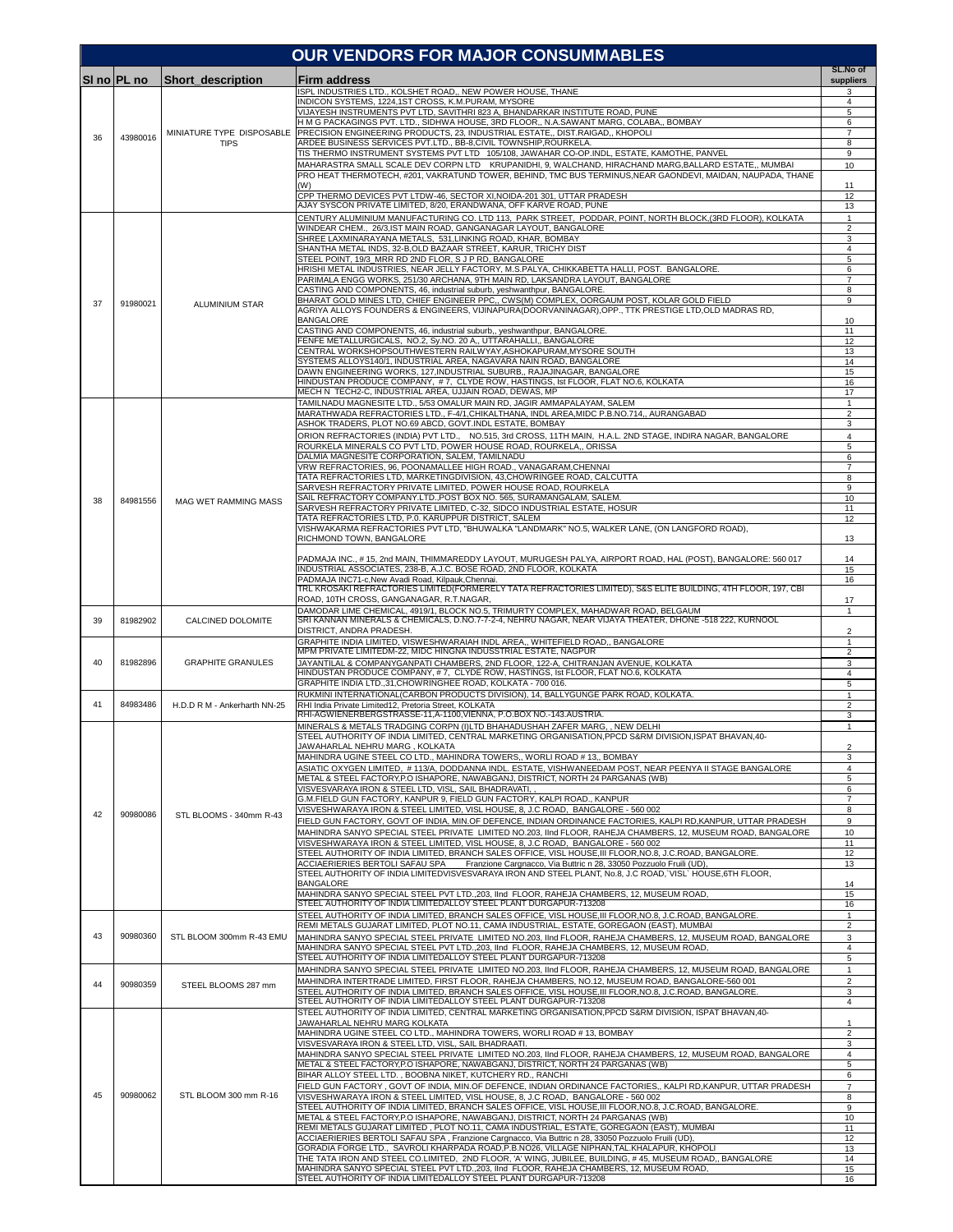# OUR VENDORS FOR MAJOR CONSUMMABLES

| Sl no | PL no | Short_description | Firm address | SL.No of suppliers |
|---|---|---|---|---|
| 36 | 43980016 | MINIATURE TYPE DISPOSABLE TIPS | ISPL INDUSTRIES LTD., KOLSHET ROAD,, NEW POWER HOUSE, THANE | 3 |
| | | | INDICON SYSTEMS, 1224,1ST CROSS, K.M.PURAM, MYSORE | 4 |
| | | | VIJAYESH INSTRUMENTS PVT LTD, SAVITHRI 823 A, BHANDARKAR INSTITUTE ROAD, PUNE | 5 |
| | | | H M G PACKAGINGS PVT. LTD., SIDHWA HOUSE, 3RD FLOOR,, N.A.SAWANT MARG, COLABA,, BOMBAY | 6 |
| | | | PRECISION ENGINEERING PRODUCTS, 23, INDUSTRIAL ESTATE,, DIST.RAIGAD,, KHOPOLI | 7 |
| | | | ARDEE BUSINESS SERVICES PVT.LTD., BB-8,CIVIL TOWNSHIP,ROURKELA. | 8 |
| | | | TIS THERMO INSTRUMENT SYSTEMS PVT LTD 105/108, JAWAHAR CO-OP.INDL, ESTATE, KAMOTHE, PANVEL | 9 |
| | | | MAHARASTRA SMALL SCALE DEV CORPN LTD KRUPANIDHI, 9, WALCHAND, HIRACHAND MARG,BALLARD ESTATE,, MUMBAI | 10 |
| | | | PRO HEAT THERMOTECH, #201, VAKRATUND TOWER, BEHIND, TMC BUS TERMINUS,NEAR GAONDEVI, MAIDAN, NAUPADA, THANE (W) | 11 |
| | | | CPP THERMO DEVICES PVT LTDW-46, SECTOR XI,NOIDA-201 301, UTTAR PRADESH | 12 |
| | | | AJAY SYSCON PRIVATE LIMITED, 8/20, ERANDWANA, OFF KARVE ROAD, PUNE | 13 |
| 37 | 91980021 | ALUMINIUM STAR | CENTURY ALUMINIUM MANUFACTURING CO. LTD 113, PARK STREET, PODDAR, POINT, NORTH BLOCK,(3RD FLOOR), KOLKATA | 1 |
| | | | WINDEAR CHEM., 26/3,IST MAIN ROAD, GANGANAGAR LAYOUT, BANGALORE | 2 |
| | | | SHREE LAXMINARAYANA METALS, 531,LINKING ROAD, KHAR, BOMBAY | 3 |
| | | | SHANTHA METAL INDS, 32-B,OLD BAZAAR STREET, KARUR, TRICHY DIST | 4 |
| | | | STEEL POINT, 19/3_MRR RD 2ND FLOR, S J P RD, BANGALORE | 5 |
| | | | HRISHI METAL INDUSTRIES, NEAR JELLY FACTORY, M.S.PALYA, CHIKKABETTA HALLI, POST. BANGALORE. | 6 |
| | | | PARIMALA ENGG WORKS, 251/30 ARCHANA, 9TH MAIN RD, LAKSANDRA LAYOUT, BANGALORE | 7 |
| | | | CASTING AND COMPONENTS, 46, industrial suburb, yeshwanthpur, BANGALORE. | 8 |
| | | | BHARAT GOLD MINES LTD, CHIEF ENGINEER PPC,, CWS(M) COMPLEX, OORGAUM POST, KOLAR GOLD FIELD | 9 |
| | | | AGRIYA ALLOYS FOUNDERS & ENGINEERS, VIJINAPURA(DOORVANINAGAR),OPP., TTK PRESTIGE LTD,OLD MADRAS RD, BANGALORE | 10 |
| | | | CASTING AND COMPONENTS, 46, industrial suburb,, yeshwanthpur, BANGALORE. | 11 |
| | | | FENFE METALLURGICALS, NO.2, Sy.NO. 20 A,, UTTARAHALLI,, BANGALORE | 12 |
| | | | CENTRAL WORKSHOPSOUTHWESTERN RAILWYAY,ASHOKAPURAM,MYSORE SOUTH | 13 |
| | | | SYSTEMS ALLOYS140/1, INDUSTRIAL AREA, NAGAVARA NAIN ROAD, BANGALORE | 14 |
| | | | DAWN ENGINEERING WORKS, 127,INDUSTRIAL SUBURB,, RAJAJINAGAR, BANGALORE | 15 |
| | | | HINDUSTAN PRODUCE COMPANY, # 7, CLYDE ROW, HASTINGS, Ist FLOOR, FLAT NO.6, KOLKATA | 16 |
| | | | MECH N TECH2-C, INDUSTRIAL AREA, UJJAIN ROAD, DEWAS, MP | 17 |
| 38 | 84981556 | MAG WET RAMMING MASS | TAMILNADU MAGNESITE LTD., 5/53 OMALUR MAIN RD, JAGIR AMMAPALAYAM, SALEM | 1 |
| | | | MARATHWADA REFRACTORIES LTD., F-4/1,CHIKALTHANA, INDL AREA,MIDC P.B.NO.714,, AURANGABAD | 2 |
| | | | ASHOK TRADERS, PLOT NO.69 ABCD, GOVT.INDL ESTATE, BOMBAY | 3 |
| | | | ORION REFRACTORIES (INDIA) PVT LTD., NO.515, 3rd CROSS, 11TH MAIN, H.A.L. 2ND STAGE, INDIRA NAGAR, BANGALORE | 4 |
| | | | ROURKELA MINERALS CO PVT LTD, POWER HOUSE ROAD, ROURKELA,, ORISSA | 5 |
| | | | DALMIA MAGNESITE CORPORATION, SALEM, TAMILNADU | 6 |
| | | | VRW REFRACTORIES, 96, POONAMALLEE HIGH ROAD., VANAGARAM,CHENNAI | 7 |
| | | | TATA REFRACTORIES LTD, MARKETINGDIVISION, 43,CHOWRINGEE ROAD, CALCUTTA | 8 |
| | | | SARVESH REFRACTORY PRIVATE LIMITED, POWER HOUSE ROAD, ROURKELA | 9 |
| | | | SAIL REFRACTORY COMPANY.LTD.,POST BOX NO. 565, SURAMANGALAM, SALEM. | 10 |
| | | | SARVESH REFRACTORY PRIVATE LIMITED, C-32, SIDCO INDUSTRIAL ESTATE, HOSUR | 11 |
| | | | TATA REFRACTORIES LTD, P.0. KARUPPUR DISTRICT, SALEM | 12 |
| | | | VISHWAKARMA REFRACTORIES PVT LTD, "BHUWALKA "LANDMARK" NO.5, WALKER LANE, (ON LANGFORD ROAD), RICHMOND TOWN, BANGALORE | 13 |
| | | | PADMAJA INC., # 15, 2nd MAIN, THIMMAREDDY LAYOUT, MURUGESH PALYA, AIRPORT ROAD, HAL (POST), BANGALORE: 560 017 | 14 |
| | | | INDUSTRIAL ASSOCIATES, 238-B, A.J.C. BOSE ROAD, 2ND FLOOR, KOLKATA | 15 |
| | | | PADMAJA INC71-c,New Avadi Road, Kilpauk,Chennai. | 16 |
| | | | TRL KROSAKI REFRACTORIES LIMITED(FORMERELY TATA REFRACTORIES LIMITED), S&S ELITE BUILDING, 4TH FLOOR, 197, CBI ROAD, 10TH CROSS, GANGANAGAR, R.T.NAGAR, | 17 |
| 39 | 81982902 | CALCINED DOLOMITE | DAMODAR LIME CHEMICAL, 4919/1, BLOCK NO.5, TRIMURTY COMPLEX, MAHADWAR ROAD, BELGAUM | 1 |
| | | | SRI KANNAN MINERALS & CHEMICALS, D.NO.7-7-2-4, NEHRU NAGAR, NEAR VIJAYA THEATER, DHONE -518 222, KURNOOL DISTRICT, ANDRA PRADESH. | 2 |
| 40 | 81982896 | GRAPHITE GRANULES | GRAPHITE INDIA LIMITED, VISWESHWARAIAH INDL AREA,, WHITEFIELD ROAD,, BANGALORE | 1 |
| | | | MPM PRIVATE LIMITEDM-22, MIDC HINGNA INDUSSTRIAL ESTATE, NAGPUR | 2 |
| | | | JAYANTILAL & COMPANYGANPATI CHAMBERS, 2ND FLOOR, 122-A, CHITRANJAN AVENUE, KOLKATA | 3 |
| | | | HINDUSTAN PRODUCE COMPANY, # 7, CLYDE ROW, HASTINGS, Ist FLOOR, FLAT NO.6, KOLKATA | 4 |
| | | | GRAPHITE INDIA LTD.,31,CHOWRINGHEE ROAD, KOLKATA - 700 016. | 5 |
| 41 | 84983486 | H.D.D R M - Ankerharth NN-25 | RUKMINI INTERNATIONAL(CARBON PRODUCTS DIVISION), 14, BALLYGUNGE PARK ROAD, KOLKATA. | 1 |
| | | | RHI India Private Limited12, Pretoria Street, KOLKATA | 2 |
| | | | RHI-AGWIENERBERGSTRASSE-11,A-1100,VIENNA, P.O.BOX NO.-143.AUSTRIA. | 3 |
| 42 | 90980086 | STL BLOOMS - 340mm R-43 | MINERALS & METALS TRADGING CORPN (I)LTD BHAHADUSHAH ZAFER MARG, , NEW DELHI | 1 |
| | | | STEEL AUTHORITY OF INDIA LIMITED, CENTRAL MARKETING ORGANISATION,PPCD S&RM DIVISION,ISPAT BHAVAN,40-JAWAHARLAL NEHRU MARG , KOLKATA | 2 |
| | | | MAHINDRA UGINE STEEL CO LTD., MAHINDRA TOWERS,, WORLI ROAD # 13,, BOMBAY | 3 |
| | | | ASIATIC OXYGEN LIMITED, # 113/A, DODDANNA INDL. ESTATE, VISHWANEEDAM POST, NEAR PEENYA II STAGE BANGALORE | 4 |
| | | | METAL & STEEL FACTORY,P.O ISHAPORE, NAWABGANJ, DISTRICT, NORTH 24 PARGANAS (WB) | 5 |
| | | | VISVESVARAYA IRON & STEEL LTD, VISL, SAIL BHADRAVATI, , | 6 |
| | | | G.M.FIELD GUN FACTORY, KANPUR 9, FIELD GUN FACTORY, KALPI ROAD., KANPUR | 7 |
| | | | VISVESHWARAYA IRON & STEEL LIMITED, VISL HOUSE, 8, J.C ROAD, BANGALORE - 560 002 | 8 |
| | | | FIELD GUN FACTORY, GOVT OF INDIA, MIN.OF DEFENCE, INDIAN ORDINANCE FACTORIES, KALPI RD,KANPUR, UTTAR PRADESH | 9 |
| | | | MAHINDRA SANYO SPECIAL STEEL PRIVATE LIMITED NO.203, IInd FLOOR, RAHEJA CHAMBERS, 12, MUSEUM ROAD, BANGALORE | 10 |
| | | | VISVESHWARAYA IRON & STEEL LIMITED, VISL HOUSE, 8, J.C ROAD, BANGALORE - 560 002 | 11 |
| | | | STEEL AUTHORITY OF INDIA LIMITED, BRANCH SALES OFFICE, VISL HOUSE,III FLOOR,NO.8, J.C.ROAD, BANGALORE. | 12 |
| | | | ACCIAERIERIES BERTOLI SAFAU SPA Franzione Cargnacco, Via Buttric n 28, 33050 Pozzuolo Fruili (UD), | 13 |
| | | | STEEL AUTHORITY OF INDIA LIMITEDVISVESVARAYA IRON AND STEEL PLANT, No.8, J.C ROAD,`VISL` HOUSE,6TH FLOOR, BANGALORE | 14 |
| | | | MAHINDRA SANYO SPECIAL STEEL PVT LTD.,203, IInd FLOOR, RAHEJA CHAMBERS, 12, MUSEUM ROAD, | 15 |
| | | | STEEL AUTHORITY OF INDIA LIMITEDALLOY STEEL PLANT DURGAPUR-713208 | 16 |
| 43 | 90980360 | STL BLOOM 300mm R-43 EMU | STEEL AUTHORITY OF INDIA LIMITED, BRANCH SALES OFFICE, VISL HOUSE,III FLOOR,NO.8, J.C.ROAD, BANGALORE. | 1 |
| | | | REMI METALS GUJARAT LIMITED, PLOT NO.11, CAMA INDUSTRIAL, ESTATE, GOREGAON (EAST), MUMBAI | 2 |
| | | | MAHINDRA SANYO SPECIAL STEEL PRIVATE LIMITED NO.203, IInd FLOOR, RAHEJA CHAMBERS, 12, MUSEUM ROAD, BANGALORE | 3 |
| | | | MAHINDRA SANYO SPECIAL STEEL PVT LTD.,203, IInd FLOOR, RAHEJA CHAMBERS, 12, MUSEUM ROAD, | 4 |
| | | | STEEL AUTHORITY OF INDIA LIMITEDALLOY STEEL PLANT DURGAPUR-713208 | 5 |
| 44 | 90980359 | STEEL BLOOMS 287 mm | MAHINDRA SANYO SPECIAL STEEL PRIVATE LIMITED NO.203, IInd FLOOR, RAHEJA CHAMBERS, 12, MUSEUM ROAD, BANGALORE | 1 |
| | | | MAHINDRA INTERTRADE LIMITED, FIRST FLOOR, RAHEJA CHAMBERS, NO.12, MUSEUM ROAD, BANGALORE-560 001 | 2 |
| | | | STEEL AUTHORITY OF INDIA LIMITED, BRANCH SALES OFFICE, VISL HOUSE,III FLOOR,NO.8, J.C.ROAD, BANGALORE. | 3 |
| | | | STEEL AUTHORITY OF INDIA LIMITEDALLOY STEEL PLANT DURGAPUR-713208 | 4 |
| 45 | 90980062 | STL BLOOM 300 mm R-16 | STEEL AUTHORITY OF INDIA LIMITED, CENTRAL MARKETING ORGANISATION,PPCD S&RM DIVISION,ISPAT BHAVAN,40-JAWAHARLAL NEHRU MARG KOLKATA | 1 |
| | | | MAHINDRA UGINE STEEL CO LTD., MAHINDRA TOWERS, WORLI ROAD # 13, BOMBAY | 2 |
| | | | VISVESVARAYA IRON & STEEL LTD, VISL, SAIL BHADRAATI. | 3 |
| | | | MAHINDRA SANYO SPECIAL STEEL PRIVATE LIMITED NO.203, IInd FLOOR, RAHEJA CHAMBERS, 12, MUSEUM ROAD, BANGALORE | 4 |
| | | | METAL & STEEL FACTORY,P.O ISHAPORE, NAWABGANJ, DISTRICT, NORTH 24 PARGANAS (WB) | 5 |
| | | | BIHAR ALLOY STEEL LTD. , BOOBNA NIKET, KUTCHERY RD., RANCHI | 6 |
| | | | FIELD GUN FACTORY , GOVT OF INDIA, MIN.OF DEFENCE, INDIAN ORDINANCE FACTORIES,, KALPI RD,KANPUR, UTTAR PRADESH | 7 |
| | | | VISVESHWARAYA IRON & STEEL LIMITED, VISL HOUSE, 8, J.C ROAD, BANGALORE - 560 002 | 8 |
| | | | STEEL AUTHORITY OF INDIA LIMITED, BRANCH SALES OFFICE, VISL HOUSE,III FLOOR,NO.8, J.C.ROAD, BANGALORE. | 9 |
| | | | METAL & STEEL FACTORY,P.O ISHAPORE, NAWABGANJ, DISTRICT, NORTH 24 PARGANAS (WB) | 10 |
| | | | REMI METALS GUJARAT LIMITED , PLOT NO.11, CAMA INDUSTRIAL, ESTATE, GOREGAON (EAST), MUMBAI | 11 |
| | | | ACCIAERIERIES BERTOLI SAFAU SPA , Franzione Cargnacco, Via Buttric n 28, 33050 Pozzuolo Fruili (UD). | 12 |
| | | | GORADIA FORGE LTD., SAVROLI KHARPADA ROAD,P.B.NO26, VILLAGE NIPHAN,TAL.KHALAPUR, KHOPOLI | 13 |
| | | | THE TATA IRON AND STEEL CO.LIMITED, 2ND FLOOR, 'A' WING, JUBILEE, BUILDING, # 45, MUSEUM ROAD,, BANGALORE | 14 |
| | | | MAHINDRA SANYO SPECIAL STEEL PVT LTD.,203, IInd FLOOR, RAHEJA CHAMBERS, 12, MUSEUM ROAD, | 15 |
| | | | STEEL AUTHORITY OF INDIA LIMITEDALLOY STEEL PLANT DURGAPUR-713208 | 16 |